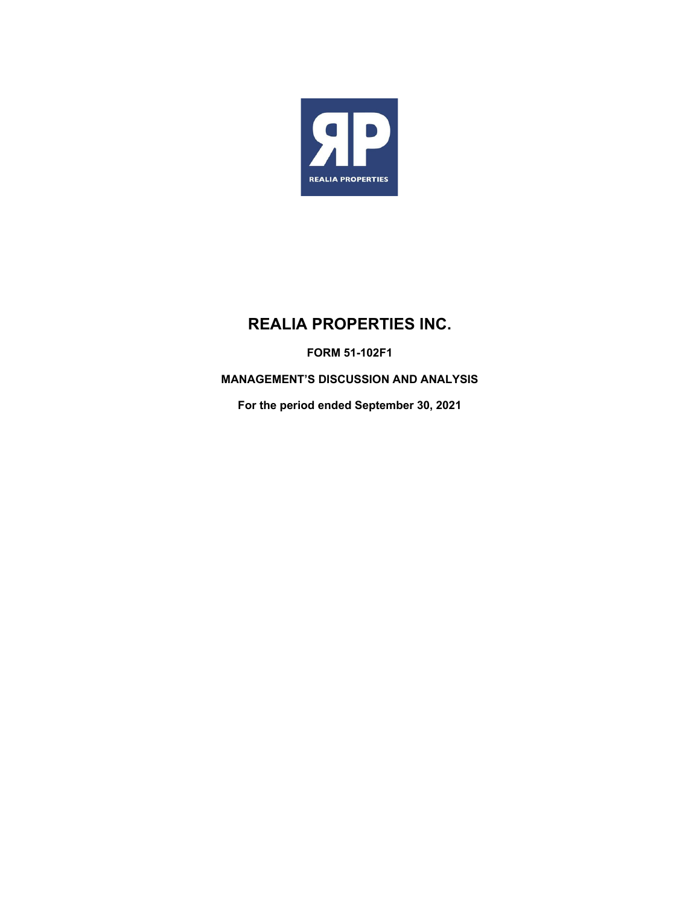# REALIA PROPERTIES INC.

**FORM 51-102F1**

**MANAGEMENT'S DISCUSSION AND ANALYSIS**

**For the period ended September 30, 2021**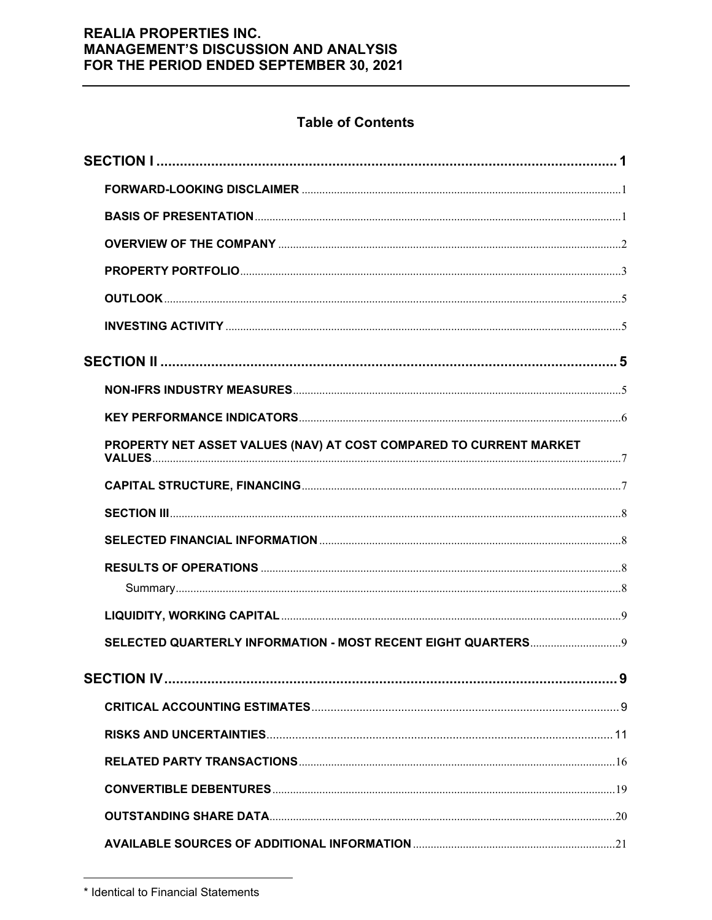# Table of Contents

| | |
|---|---|
| **SECTION I** | **1** |
| **FORWARD-LOOKING DISCLAIMER** | 1 |
| **BASIS OF PRESENTATION** | 1 |
| **OVERVIEW OF THE COMPANY** | 2 |
| **PROPERTY PORTFOLIO** | 3 |
| **OUTLOOK** | 5 |
| **INVESTING ACTIVITY** | 5 |
| **SECTION II** | **5** |
| **NON-IFRS INDUSTRY MEASURES** | 5 |
| **KEY PERFORMANCE INDICATORS** | 6 |
| **PROPERTY NET ASSET VALUES (NAV) AT COST COMPARED TO CURRENT MARKET VALUES** | 7 |
| **CAPITAL STRUCTURE, FINANCING** | 7 |
| **SECTION III** | 8 |
| **SELECTED FINANCIAL INFORMATION** | 8 |
| **RESULTS OF OPERATIONS** | 8 |
| Summary | 8 |
| **LIQUIDITY, WORKING CAPITAL** | 9 |
| **SELECTED QUARTERLY INFORMATION - MOST RECENT EIGHT QUARTERS** | 9 |
| **SECTION IV** | **9** |
| **CRITICAL ACCOUNTING ESTIMATES** | 9 |
| **RISKS AND UNCERTAINTIES** | 11 |
| **RELATED PARTY TRANSACTIONS** | 16 |
| **CONVERTIBLE DEBENTURES** | 19 |
| **OUTSTANDING SHARE DATA** | 20 |
| **AVAILABLE SOURCES OF ADDITIONAL INFORMATION** | 21 |

* Identical to Financial Statements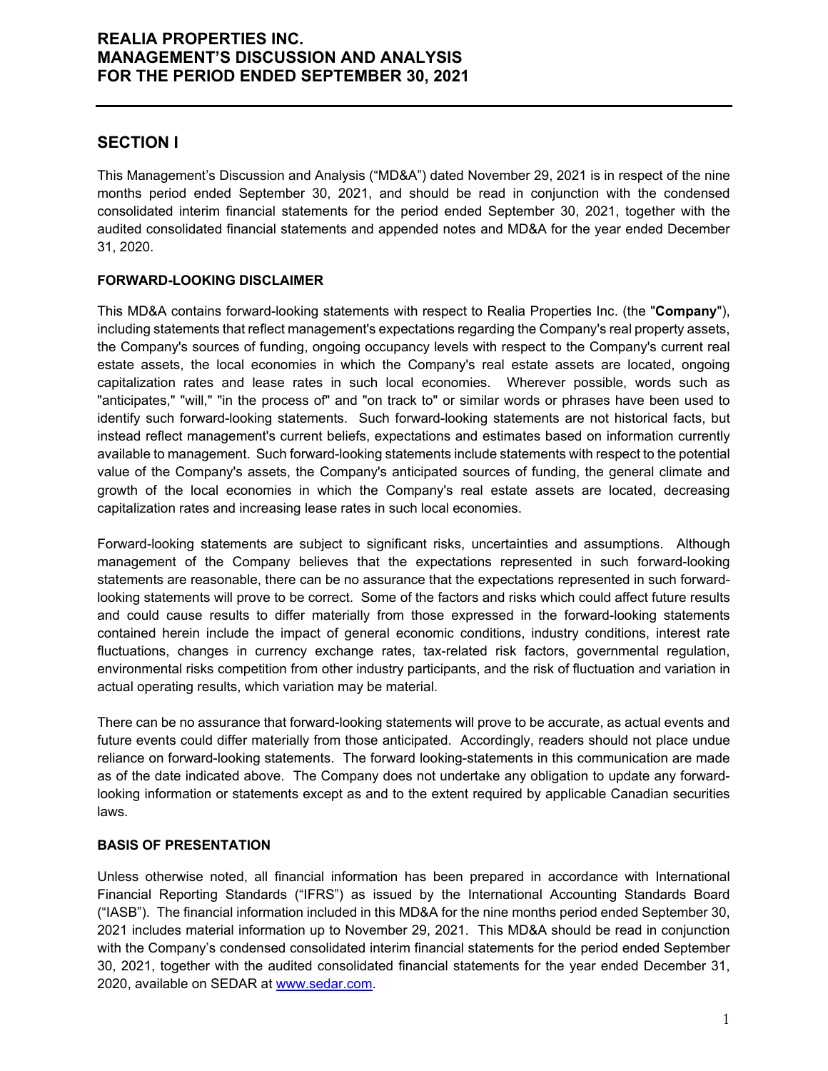## SECTION I

This Management's Discussion and Analysis ("MD&A") dated November 29, 2021 is in respect of the nine months period ended September 30, 2021, and should be read in conjunction with the condensed consolidated interim financial statements for the period ended September 30, 2021, together with the audited consolidated financial statements and appended notes and MD&A for the year ended December 31, 2020.

### FORWARD-LOOKING DISCLAIMER

This MD&A contains forward-looking statements with respect to Realia Properties Inc. (the "**Company**"), including statements that reflect management's expectations regarding the Company's real property assets, the Company's sources of funding, ongoing occupancy levels with respect to the Company's current real estate assets, the local economies in which the Company's real estate assets are located, ongoing capitalization rates and lease rates in such local economies. Wherever possible, words such as "anticipates," "will," "in the process of" and "on track to" or similar words or phrases have been used to identify such forward-looking statements. Such forward-looking statements are not historical facts, but instead reflect management's current beliefs, expectations and estimates based on information currently available to management. Such forward-looking statements include statements with respect to the potential value of the Company's assets, the Company's anticipated sources of funding, the general climate and growth of the local economies in which the Company's real estate assets are located, decreasing capitalization rates and increasing lease rates in such local economies.

Forward-looking statements are subject to significant risks, uncertainties and assumptions. Although management of the Company believes that the expectations represented in such forward-looking statements are reasonable, there can be no assurance that the expectations represented in such forward-looking statements will prove to be correct. Some of the factors and risks which could affect future results and could cause results to differ materially from those expressed in the forward-looking statements contained herein include the impact of general economic conditions, industry conditions, interest rate fluctuations, changes in currency exchange rates, tax-related risk factors, governmental regulation, environmental risks competition from other industry participants, and the risk of fluctuation and variation in actual operating results, which variation may be material.

There can be no assurance that forward-looking statements will prove to be accurate, as actual events and future events could differ materially from those anticipated. Accordingly, readers should not place undue reliance on forward-looking statements. The forward looking-statements in this communication are made as of the date indicated above. The Company does not undertake any obligation to update any forward-looking information or statements except as and to the extent required by applicable Canadian securities laws.

### BASIS OF PRESENTATION

Unless otherwise noted, all financial information has been prepared in accordance with International Financial Reporting Standards ("IFRS") as issued by the International Accounting Standards Board ("IASB"). The financial information included in this MD&A for the nine months period ended September 30, 2021 includes material information up to November 29, 2021. This MD&A should be read in conjunction with the Company's condensed consolidated interim financial statements for the period ended September 30, 2021, together with the audited consolidated financial statements for the year ended December 31, 2020, available on SEDAR at www.sedar.com.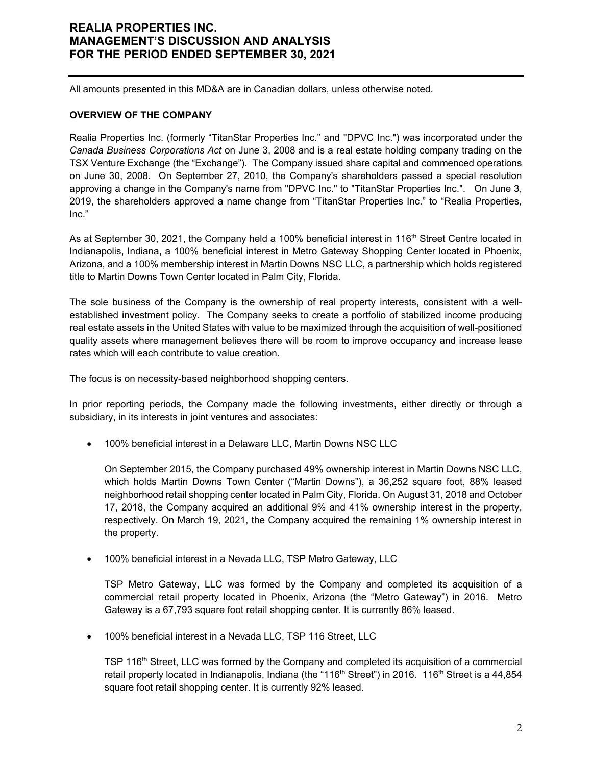All amounts presented in this MD&A are in Canadian dollars, unless otherwise noted.

**OVERVIEW OF THE COMPANY**

Realia Properties Inc. (formerly "TitanStar Properties Inc." and "DPVC Inc.") was incorporated under the *Canada Business Corporations Act* on June 3, 2008 and is a real estate holding company trading on the TSX Venture Exchange (the "Exchange"). The Company issued share capital and commenced operations on June 30, 2008. On September 27, 2010, the Company's shareholders passed a special resolution approving a change in the Company's name from "DPVC Inc." to "TitanStar Properties Inc.". On June 3, 2019, the shareholders approved a name change from "TitanStar Properties Inc." to "Realia Properties, Inc."

As at September 30, 2021, the Company held a 100% beneficial interest in 116th Street Centre located in Indianapolis, Indiana, a 100% beneficial interest in Metro Gateway Shopping Center located in Phoenix, Arizona, and a 100% membership interest in Martin Downs NSC LLC, a partnership which holds registered title to Martin Downs Town Center located in Palm City, Florida.

The sole business of the Company is the ownership of real property interests, consistent with a well-established investment policy. The Company seeks to create a portfolio of stabilized income producing real estate assets in the United States with value to be maximized through the acquisition of well-positioned quality assets where management believes there will be room to improve occupancy and increase lease rates which will each contribute to value creation.

The focus is on necessity-based neighborhood shopping centers.

In prior reporting periods, the Company made the following investments, either directly or through a subsidiary, in its interests in joint ventures and associates:

- 100% beneficial interest in a Delaware LLC, Martin Downs NSC LLC

  On September 2015, the Company purchased 49% ownership interest in Martin Downs NSC LLC, which holds Martin Downs Town Center ("Martin Downs"), a 36,252 square foot, 88% leased neighborhood retail shopping center located in Palm City, Florida. On August 31, 2018 and October 17, 2018, the Company acquired an additional 9% and 41% ownership interest in the property, respectively. On March 19, 2021, the Company acquired the remaining 1% ownership interest in the property.

- 100% beneficial interest in a Nevada LLC, TSP Metro Gateway, LLC

  TSP Metro Gateway, LLC was formed by the Company and completed its acquisition of a commercial retail property located in Phoenix, Arizona (the "Metro Gateway") in 2016. Metro Gateway is a 67,793 square foot retail shopping center. It is currently 86% leased.

- 100% beneficial interest in a Nevada LLC, TSP 116 Street, LLC

  TSP 116th Street, LLC was formed by the Company and completed its acquisition of a commercial retail property located in Indianapolis, Indiana (the "116th Street") in 2016. 116th Street is a 44,854 square foot retail shopping center. It is currently 92% leased.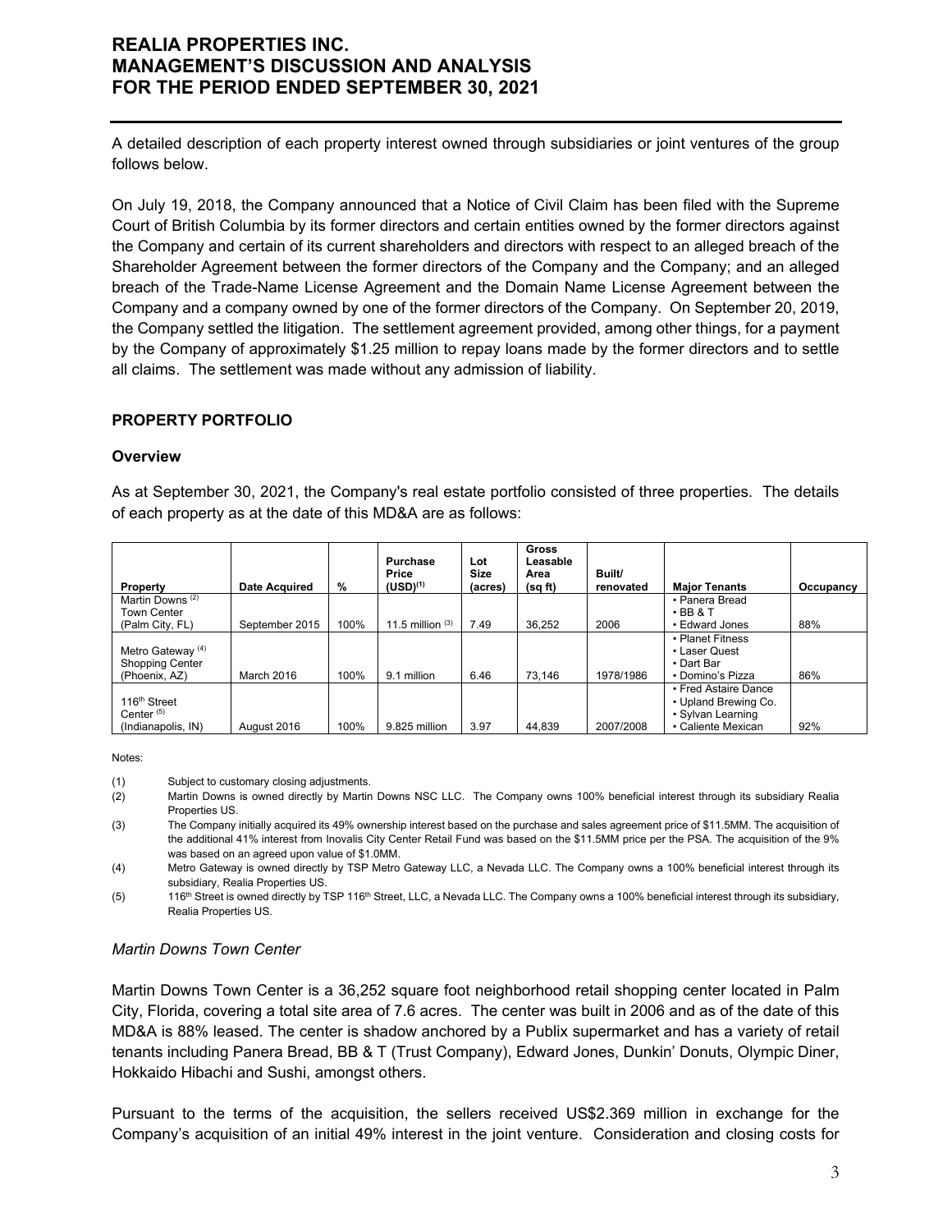A detailed description of each property interest owned through subsidiaries or joint ventures of the group follows below.

On July 19, 2018, the Company announced that a Notice of Civil Claim has been filed with the Supreme Court of British Columbia by its former directors and certain entities owned by the former directors against the Company and certain of its current shareholders and directors with respect to an alleged breach of the Shareholder Agreement between the former directors of the Company and the Company; and an alleged breach of the Trade-Name License Agreement and the Domain Name License Agreement between the Company and a company owned by one of the former directors of the Company. On September 20, 2019, the Company settled the litigation. The settlement agreement provided, among other things, for a payment by the Company of approximately $1.25 million to repay loans made by the former directors and to settle all claims. The settlement was made without any admission of liability.

## PROPERTY PORTFOLIO

### Overview

As at September 30, 2021, the Company's real estate portfolio consisted of three properties. The details of each property as at the date of this MD&A are as follows:

| Property | Date Acquired | % | Purchase Price (USD)[1] | Lot Size (acres) | Gross Leasable Area (sq ft) | Built/ renovated | Major Tenants | Occupancy |
|---|---|---|---|---|---|---|---|---|
| Martin Downs [2] Town Center (Palm City, FL) | September 2015 | 100% | 11.5 million [3] | 7.49 | 36,252 | 2006 | • Panera Bread<br>• BB & T<br>• Edward Jones | 88% |
| Metro Gateway [4] Shopping Center (Phoenix, AZ) | March 2016 | 100% | 9.1 million | 6.46 | 73,146 | 1978/1986 | • Planet Fitness<br>• Laser Quest<br>• Dart Bar<br>• Domino's Pizza | 86% |
| 116th Street Center [5] (Indianapolis, IN) | August 2016 | 100% | 9.825 million | 3.97 | 44,839 | 2007/2008 | • Fred Astaire Dance<br>• Upland Brewing Co.<br>• Sylvan Learning<br>• Caliente Mexican | 92% |

Notes:

(1) Subject to customary closing adjustments.

(2) Martin Downs is owned directly by Martin Downs NSC LLC. The Company owns 100% beneficial interest through its subsidiary Realia Properties US.

(3) The Company initially acquired its 49% ownership interest based on the purchase and sales agreement price of $11.5MM. The acquisition of the additional 41% interest from Inovalis City Center Retail Fund was based on the $11.5MM price per the PSA. The acquisition of the 9% was based on an agreed upon value of $1.0MM.

(4) Metro Gateway is owned directly by TSP Metro Gateway LLC, a Nevada LLC. The Company owns a 100% beneficial interest through its subsidiary, Realia Properties US.

(5) 116th Street is owned directly by TSP 116th Street, LLC, a Nevada LLC. The Company owns a 100% beneficial interest through its subsidiary, Realia Properties US.

### *Martin Downs Town Center*

Martin Downs Town Center is a 36,252 square foot neighborhood retail shopping center located in Palm City, Florida, covering a total site area of 7.6 acres. The center was built in 2006 and as of the date of this MD&A is 88% leased. The center is shadow anchored by a Publix supermarket and has a variety of retail tenants including Panera Bread, BB & T (Trust Company), Edward Jones, Dunkin' Donuts, Olympic Diner, Hokkaido Hibachi and Sushi, amongst others.

Pursuant to the terms of the acquisition, the sellers received US$2.369 million in exchange for the Company's acquisition of an initial 49% interest in the joint venture. Consideration and closing costs for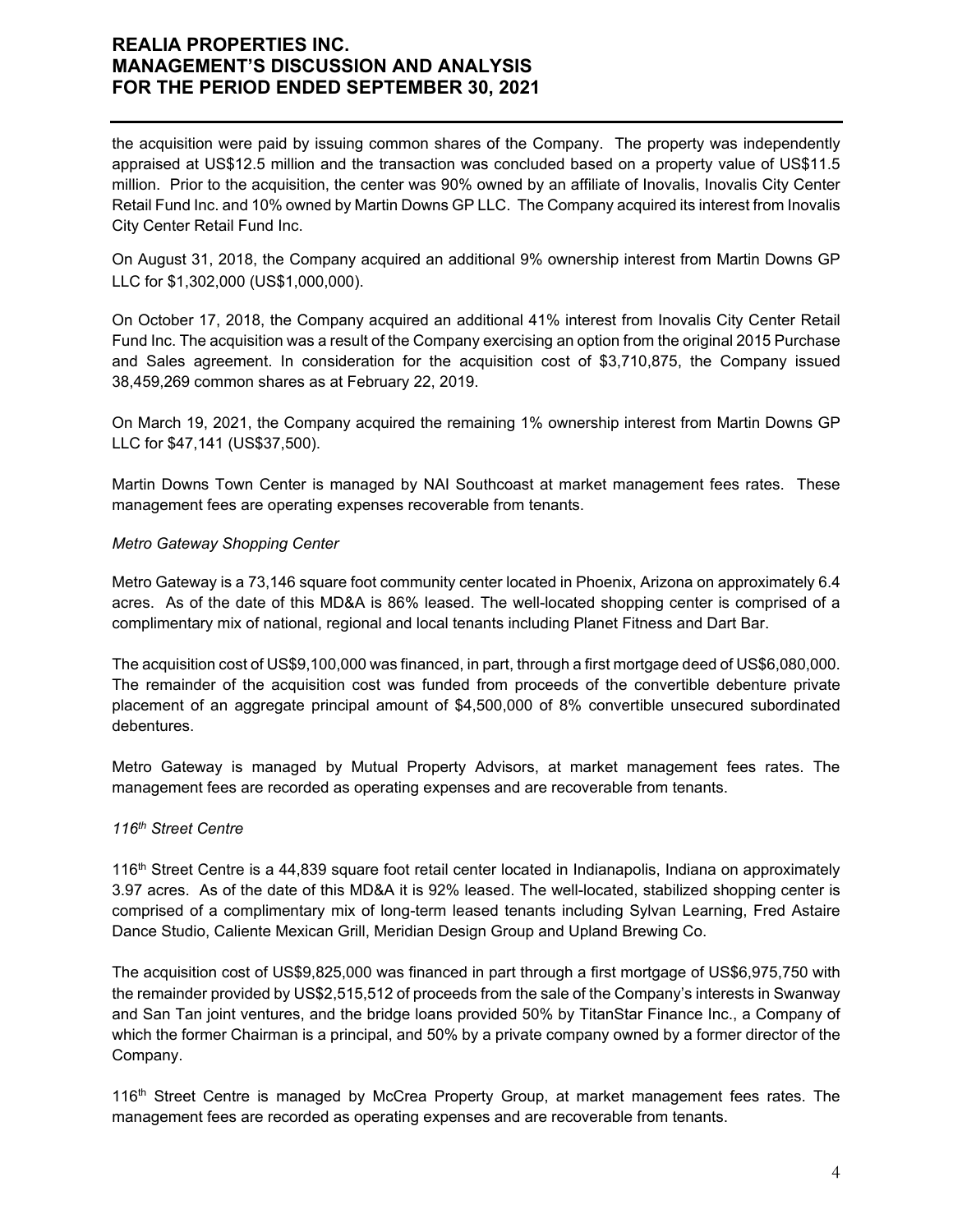the acquisition were paid by issuing common shares of the Company. The property was independently appraised at US$12.5 million and the transaction was concluded based on a property value of US$11.5 million. Prior to the acquisition, the center was 90% owned by an affiliate of Inovalis, Inovalis City Center Retail Fund Inc. and 10% owned by Martin Downs GP LLC. The Company acquired its interest from Inovalis City Center Retail Fund Inc.

On August 31, 2018, the Company acquired an additional 9% ownership interest from Martin Downs GP LLC for $1,302,000 (US$1,000,000).

On October 17, 2018, the Company acquired an additional 41% interest from Inovalis City Center Retail Fund Inc. The acquisition was a result of the Company exercising an option from the original 2015 Purchase and Sales agreement. In consideration for the acquisition cost of $3,710,875, the Company issued 38,459,269 common shares as at February 22, 2019.

On March 19, 2021, the Company acquired the remaining 1% ownership interest from Martin Downs GP LLC for $47,141 (US$37,500).

Martin Downs Town Center is managed by NAI Southcoast at market management fees rates. These management fees are operating expenses recoverable from tenants.

*Metro Gateway Shopping Center*

Metro Gateway is a 73,146 square foot community center located in Phoenix, Arizona on approximately 6.4 acres. As of the date of this MD&A is 86% leased. The well-located shopping center is comprised of a complimentary mix of national, regional and local tenants including Planet Fitness and Dart Bar.

The acquisition cost of US$9,100,000 was financed, in part, through a first mortgage deed of US$6,080,000. The remainder of the acquisition cost was funded from proceeds of the convertible debenture private placement of an aggregate principal amount of $4,500,000 of 8% convertible unsecured subordinated debentures.

Metro Gateway is managed by Mutual Property Advisors, at market management fees rates. The management fees are recorded as operating expenses and are recoverable from tenants.

*116th Street Centre*

116th Street Centre is a 44,839 square foot retail center located in Indianapolis, Indiana on approximately 3.97 acres. As of the date of this MD&A it is 92% leased. The well-located, stabilized shopping center is comprised of a complimentary mix of long-term leased tenants including Sylvan Learning, Fred Astaire Dance Studio, Caliente Mexican Grill, Meridian Design Group and Upland Brewing Co.

The acquisition cost of US$9,825,000 was financed in part through a first mortgage of US$6,975,750 with the remainder provided by US$2,515,512 of proceeds from the sale of the Company's interests in Swanway and San Tan joint ventures, and the bridge loans provided 50% by TitanStar Finance Inc., a Company of which the former Chairman is a principal, and 50% by a private company owned by a former director of the Company.

116th Street Centre is managed by McCrea Property Group, at market management fees rates. The management fees are recorded as operating expenses and are recoverable from tenants.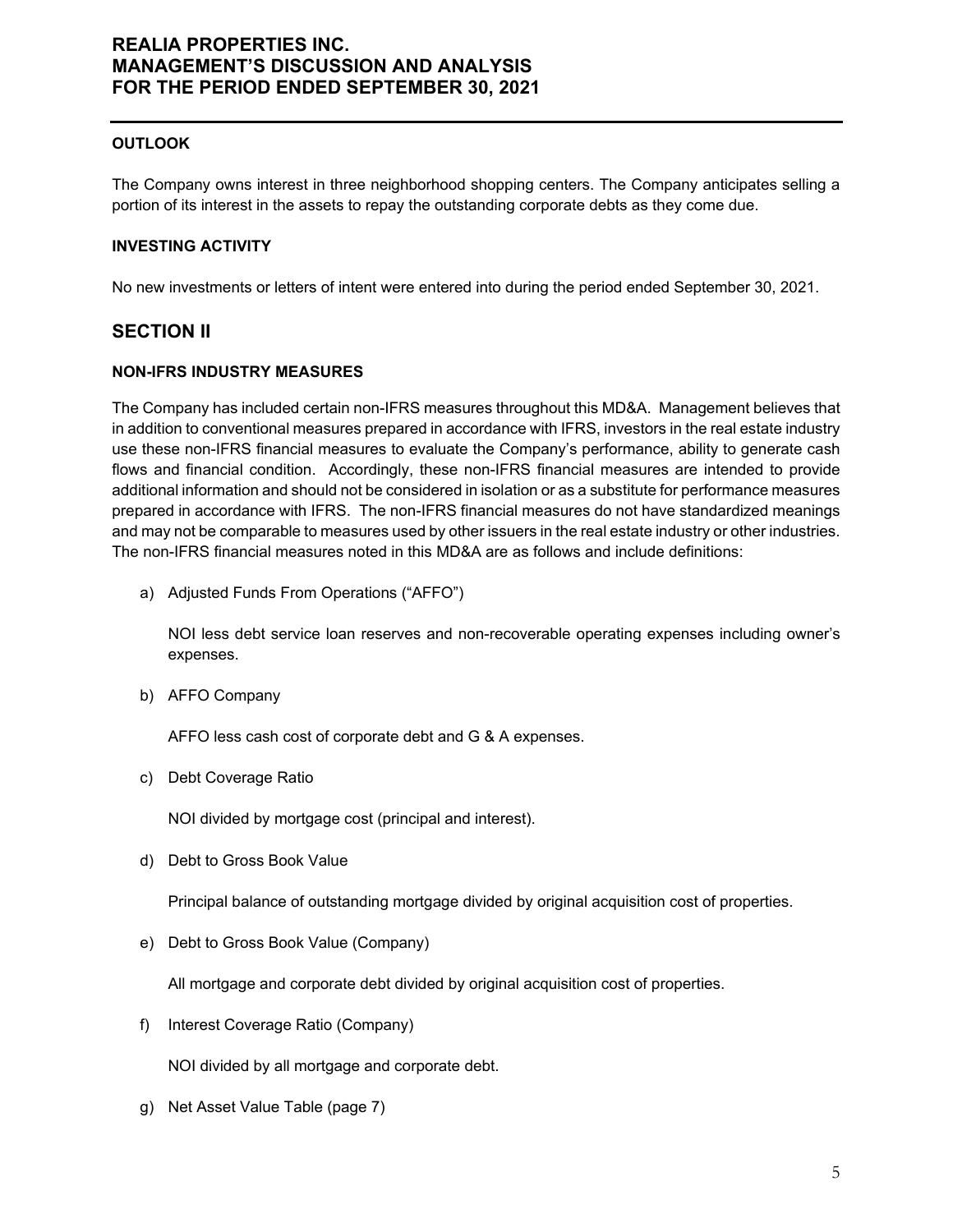**OUTLOOK**

The Company owns interest in three neighborhood shopping centers. The Company anticipates selling a portion of its interest in the assets to repay the outstanding corporate debts as they come due.

**INVESTING ACTIVITY**

No new investments or letters of intent were entered into during the period ended September 30, 2021.

## SECTION II

**NON-IFRS INDUSTRY MEASURES**

The Company has included certain non-IFRS measures throughout this MD&A. Management believes that in addition to conventional measures prepared in accordance with IFRS, investors in the real estate industry use these non-IFRS financial measures to evaluate the Company's performance, ability to generate cash flows and financial condition. Accordingly, these non-IFRS financial measures are intended to provide additional information and should not be considered in isolation or as a substitute for performance measures prepared in accordance with IFRS. The non-IFRS financial measures do not have standardized meanings and may not be comparable to measures used by other issuers in the real estate industry or other industries. The non-IFRS financial measures noted in this MD&A are as follows and include definitions:

a) Adjusted Funds From Operations ("AFFO")

   NOI less debt service loan reserves and non-recoverable operating expenses including owner's expenses.

b) AFFO Company

   AFFO less cash cost of corporate debt and G & A expenses.

c) Debt Coverage Ratio

   NOI divided by mortgage cost (principal and interest).

d) Debt to Gross Book Value

   Principal balance of outstanding mortgage divided by original acquisition cost of properties.

e) Debt to Gross Book Value (Company)

   All mortgage and corporate debt divided by original acquisition cost of properties.

f) Interest Coverage Ratio (Company)

   NOI divided by all mortgage and corporate debt.

g) Net Asset Value Table (page 7)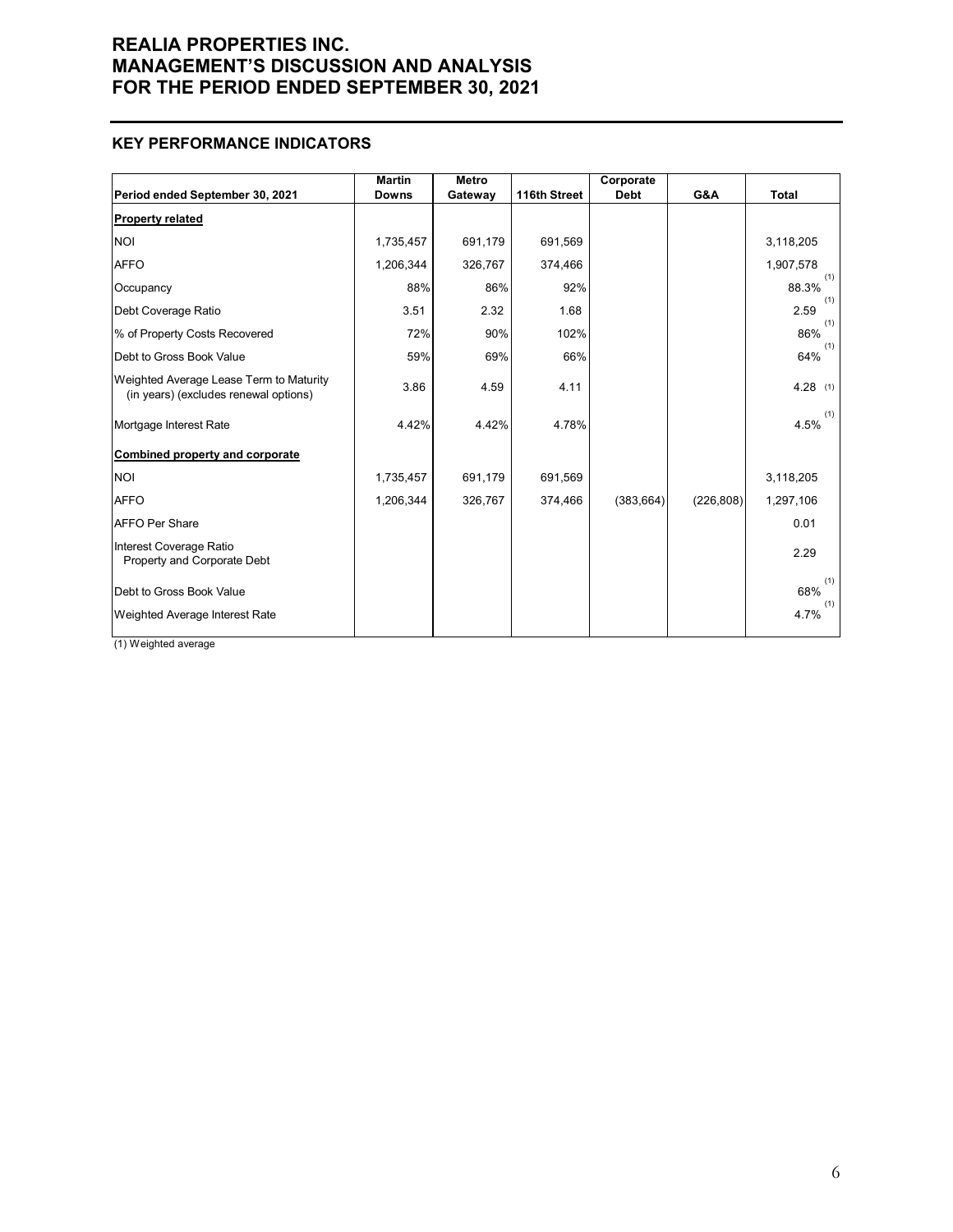## KEY PERFORMANCE INDICATORS

| Period ended September 30, 2021 | Martin Downs | Metro Gateway | 116th Street | Corporate Debt | G&A | Total |
|---|---|---|---|---|---|---|
| **Property related** | | | | | | |
| NOI | 1,735,457 | 691,179 | 691,569 | | | 3,118,205 |
| AFFO | 1,206,344 | 326,767 | 374,466 | | | 1,907,578 |
| Occupancy | 88% | 86% | 92% | | | 88.3% (1) |
| Debt Coverage Ratio | 3.51 | 2.32 | 1.68 | | | 2.59 (1) |
| % of Property Costs Recovered | 72% | 90% | 102% | | | 86% (1) |
| Debt to Gross Book Value | 59% | 69% | 66% | | | 64% (1) |
| Weighted Average Lease Term to Maturity (in years) (excludes renewal options) | 3.86 | 4.59 | 4.11 | | | 4.28 (1) |
| Mortgage Interest Rate | 4.42% | 4.42% | 4.78% | | | 4.5% (1) |
| **Combined property and corporate** | | | | | | |
| NOI | 1,735,457 | 691,179 | 691,569 | | | 3,118,205 |
| AFFO | 1,206,344 | 326,767 | 374,466 | (383,664) | (226,808) | 1,297,106 |
| AFFO Per Share | | | | | | 0.01 |
| Interest Coverage Ratio Property and Corporate Debt | | | | | | 2.29 |
| Debt to Gross Book Value | | | | | | 68% (1) |
| Weighted Average Interest Rate | | | | | | 4.7% (1) |

(1) Weighted average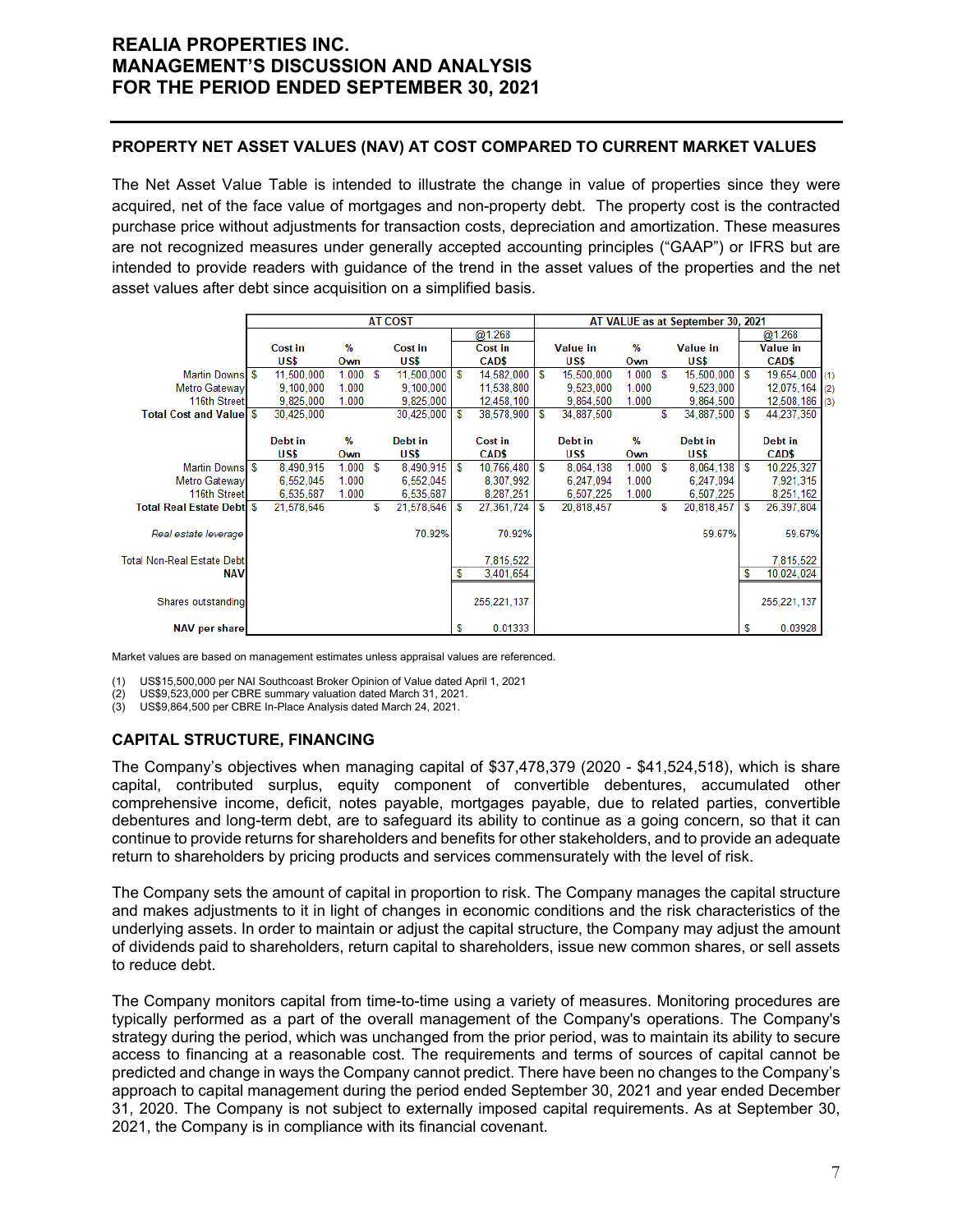## PROPERTY NET ASSET VALUES (NAV) AT COST COMPARED TO CURRENT MARKET VALUES

The Net Asset Value Table is intended to illustrate the change in value of properties since they were acquired, net of the face value of mortgages and non-property debt. The property cost is the contracted purchase price without adjustments for transaction costs, depreciation and amortization. These measures are not recognized measures under generally accepted accounting principles ("GAAP") or IFRS but are intended to provide readers with guidance of the trend in the asset values of the properties and the net asset values after debt since acquisition on a simplified basis.

| | AT COST | | | | AT VALUE as at September 30, 2021 | | | | |
|---|---|---|---|---|---|---|---|---|---|
| | | | | @1.268 | | | | @1.268 | |
| | Cost in US$ | % Own | Cost in US$ | Cost in CAD$ | Value in US$ | % Own | Value in US$ | Value in CAD$ | |
| Martin Downs | $ 11,500,000 | 1.000 | $ 11,500,000 | $ 14,582,000 | $ 15,500,000 | 1.000 | $ 15,500,000 | $ 19,654,000 | (1) |
| Metro Gateway | 9,100,000 | 1.000 | 9,100,000 | 11,538,800 | 9,523,000 | 1.000 | 9,523,000 | 12,075,164 | (2) |
| 116th Street | 9,825,000 | 1.000 | 9,825,000 | 12,458,100 | 9,864,500 | 1.000 | 9,864,500 | 12,508,186 | (3) |
| **Total Cost and Value** | $ 30,425,000 | | 30,425,000 | $ 38,578,900 | $ 34,887,500 | | $ 34,887,500 | $ 44,237,350 | |
| | Debt in US$ | % Own | Debt in US$ | Cost in CAD$ | Debt in US$ | % Own | Debt in US$ | Debt in CAD$ | |
| Martin Downs | $ 8,490,915 | 1.000 | $ 8,490,915 | $ 10,766,480 | $ 8,064,138 | 1.000 | $ 8,064,138 | $ 10,225,327 | |
| Metro Gateway | 6,552,045 | 1.000 | 6,552,045 | 8,307,992 | 6,247,094 | 1.000 | 6,247,094 | 7,921,315 | |
| 116th Street | 6,535,687 | 1.000 | 6,535,687 | 8,287,251 | 6,507,225 | 1.000 | 6,507,225 | 8,251,162 | |
| **Total Real Estate Debt** | $ 21,578,646 | | $ 21,578,646 | $ 27,361,724 | $ 20,818,457 | | $ 20,818,457 | $ 26,397,804 | |
| *Real estate leverage* | | | 70.92% | 70.92% | | | 59.67% | 59.67% | |
| Total Non-Real Estate Debt | | | | 7,815,522 | | | | 7,815,522 | |
| **NAV** | | | | $ 3,401,654 | | | | $ 10,024,024 | |
| Shares outstanding | | | | 255,221,137 | | | | 255,221,137 | |
| **NAV per share** | | | | $ 0.01333 | | | | $ 0.03928 | |

Market values are based on management estimates unless appraisal values are referenced.

(1) US$15,500,000 per NAI Southcoast Broker Opinion of Value dated April 1, 2021
(2) US$9,523,000 per CBRE summary valuation dated March 31, 2021.
(3) US$9,864,500 per CBRE In-Place Analysis dated March 24, 2021.

## CAPITAL STRUCTURE, FINANCING

The Company's objectives when managing capital of $37,478,379 (2020 - $41,524,518), which is share capital, contributed surplus, equity component of convertible debentures, accumulated other comprehensive income, deficit, notes payable, mortgages payable, due to related parties, convertible debentures and long-term debt, are to safeguard its ability to continue as a going concern, so that it can continue to provide returns for shareholders and benefits for other stakeholders, and to provide an adequate return to shareholders by pricing products and services commensurately with the level of risk.

The Company sets the amount of capital in proportion to risk. The Company manages the capital structure and makes adjustments to it in light of changes in economic conditions and the risk characteristics of the underlying assets. In order to maintain or adjust the capital structure, the Company may adjust the amount of dividends paid to shareholders, return capital to shareholders, issue new common shares, or sell assets to reduce debt.

The Company monitors capital from time-to-time using a variety of measures. Monitoring procedures are typically performed as a part of the overall management of the Company's operations. The Company's strategy during the period, which was unchanged from the prior period, was to maintain its ability to secure access to financing at a reasonable cost. The requirements and terms of sources of capital cannot be predicted and change in ways the Company cannot predict. There have been no changes to the Company's approach to capital management during the period ended September 30, 2021 and year ended December 31, 2020. The Company is not subject to externally imposed capital requirements. As at September 30, 2021, the Company is in compliance with its financial covenant.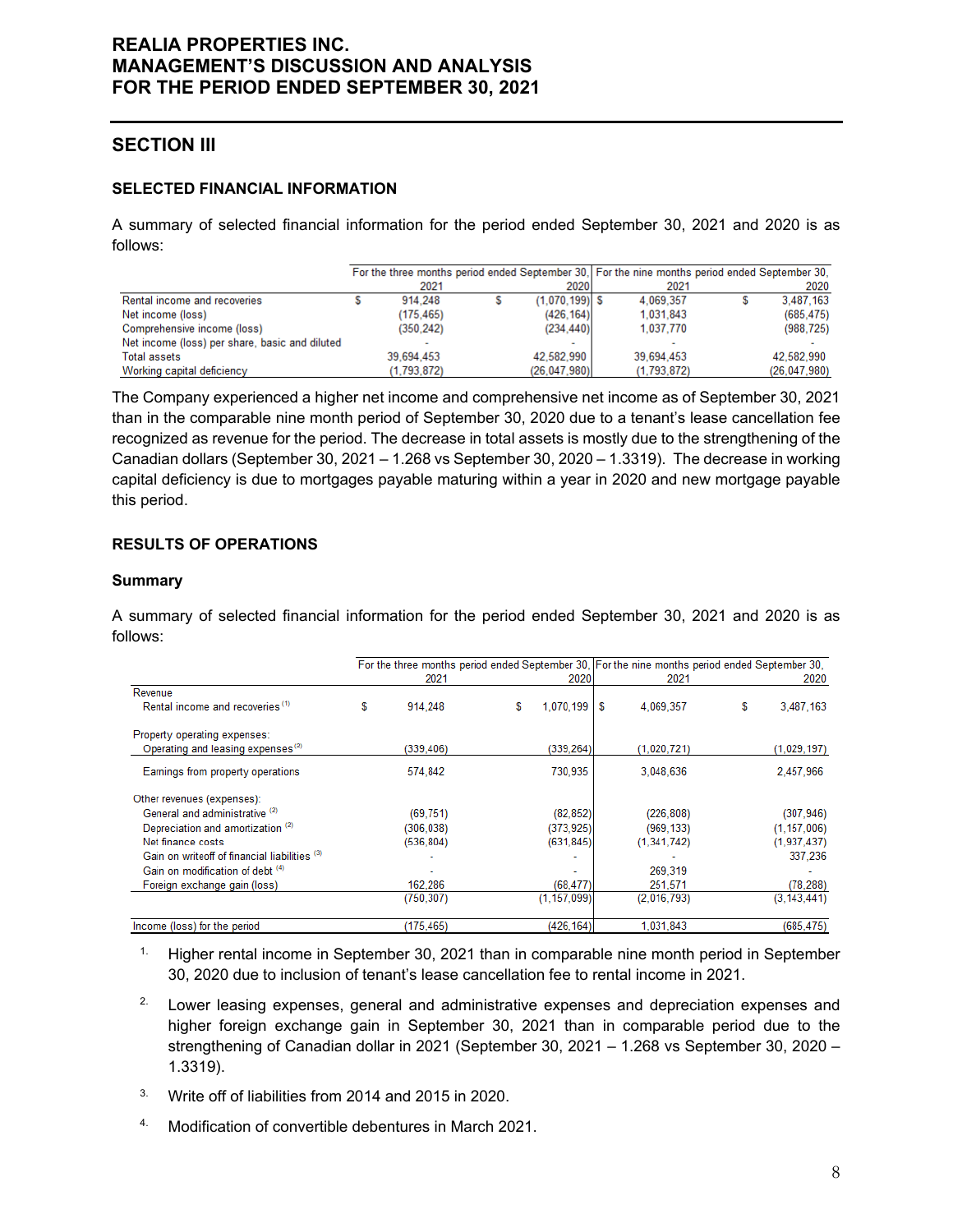## SECTION III

### SELECTED FINANCIAL INFORMATION

A summary of selected financial information for the period ended September 30, 2021 and 2020 is as follows:

| | For the three months period ended September 30, 2021 | 2020 | For the nine months period ended September 30, 2021 | 2020 |
|---|---|---|---|---|
| Rental income and recoveries | $ 914,248 | $ (1,070,199) | $ 4,069,357 | $ 3,487,163 |
| Net income (loss) | (175,465) | (426,164) | 1,031,843 | (685,475) |
| Comprehensive income (loss) | (350,242) | (234,440) | 1,037,770 | (988,725) |
| Net income (loss) per share, basic and diluted | - | - | - | - |
| Total assets | 39,694,453 | 42,582,990 | 39,694,453 | 42,582,990 |
| Working capital deficiency | (1,793,872) | (26,047,980) | (1,793,872) | (26,047,980) |

The Company experienced a higher net income and comprehensive net income as of September 30, 2021 than in the comparable nine month period of September 30, 2020 due to a tenant's lease cancellation fee recognized as revenue for the period. The decrease in total assets is mostly due to the strengthening of the Canadian dollars (September 30, 2021 – 1.268 vs September 30, 2020 – 1.3319). The decrease in working capital deficiency is due to mortgages payable maturing within a year in 2020 and new mortgage payable this period.

### RESULTS OF OPERATIONS

#### Summary

A summary of selected financial information for the period ended September 30, 2021 and 2020 is as follows:

| | For the three months period ended September 30, 2021 | 2020 | For the nine months period ended September 30, 2021 | 2020 |
|---|---|---|---|---|
| Revenue | | | | |
| Rental income and recoveries [1] | $ 914,248 | $ 1,070,199 | $ 4,069,357 | $ 3,487,163 |
| Property operating expenses: | | | | |
| Operating and leasing expenses [2] | (339,406) | (339,264) | (1,020,721) | (1,029,197) |
| Earnings from property operations | 574,842 | 730,935 | 3,048,636 | 2,457,966 |
| Other revenues (expenses): | | | | |
| General and administrative [2] | (69,751) | (82,852) | (226,808) | (307,946) |
| Depreciation and amortization [2] | (306,038) | (373,925) | (969,133) | (1,157,006) |
| Net finance costs | (536,804) | (631,845) | (1,341,742) | (1,937,437) |
| Gain on writeoff of financial liabilities [3] | - | - | - | 337,236 |
| Gain on modification of debt [4] | - | - | 269,319 | - |
| Foreign exchange gain (loss) | 162,286 | (68,477) | 251,571 | (78,288) |
| | (750,307) | (1,157,099) | (2,016,793) | (3,143,441) |
| Income (loss) for the period | (175,465) | (426,164) | 1,031,843 | (685,475) |

1. Higher rental income in September 30, 2021 than in comparable nine month period in September 30, 2020 due to inclusion of tenant's lease cancellation fee to rental income in 2021.
2. Lower leasing expenses, general and administrative expenses and depreciation expenses and higher foreign exchange gain in September 30, 2021 than in comparable period due to the strengthening of Canadian dollar in 2021 (September 30, 2021 – 1.268 vs September 30, 2020 – 1.3319).
3. Write off of liabilities from 2014 and 2015 in 2020.
4. Modification of convertible debentures in March 2021.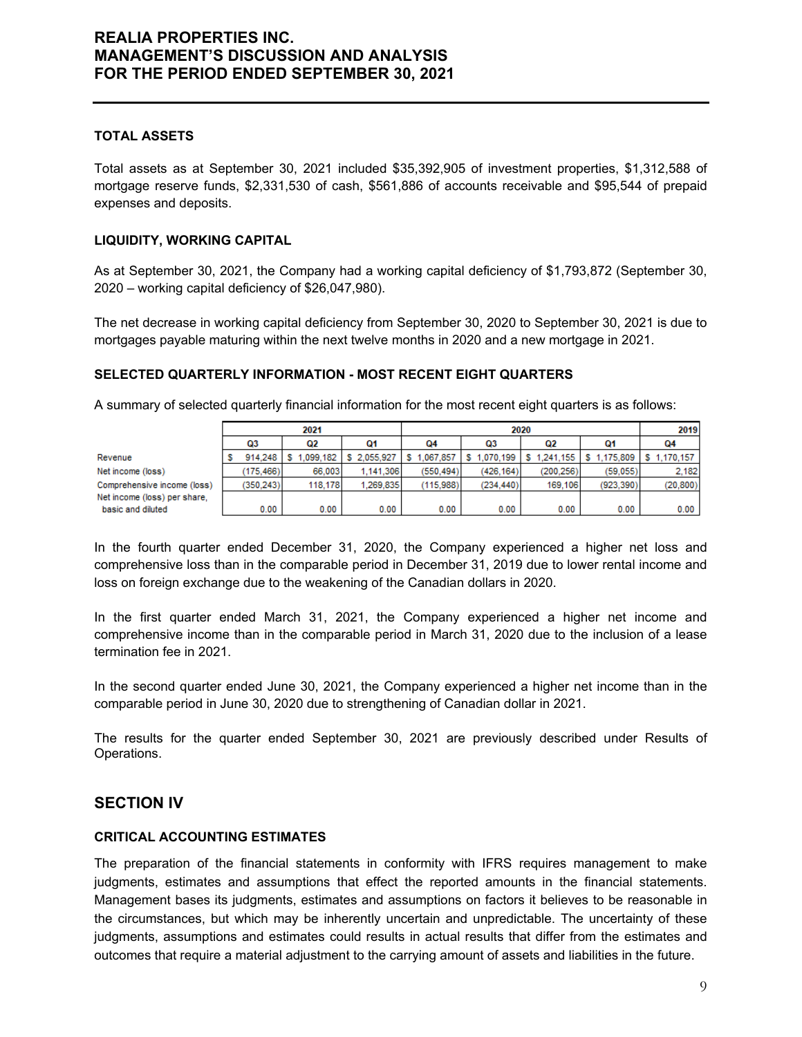### TOTAL ASSETS

Total assets as at September 30, 2021 included $35,392,905 of investment properties, $1,312,588 of mortgage reserve funds, $2,331,530 of cash, $561,886 of accounts receivable and $95,544 of prepaid expenses and deposits.

### LIQUIDITY, WORKING CAPITAL

As at September 30, 2021, the Company had a working capital deficiency of $1,793,872 (September 30, 2020 – working capital deficiency of $26,047,980).

The net decrease in working capital deficiency from September 30, 2020 to September 30, 2021 is due to mortgages payable maturing within the next twelve months in 2020 and a new mortgage in 2021.

### SELECTED QUARTERLY INFORMATION - MOST RECENT EIGHT QUARTERS

A summary of selected quarterly financial information for the most recent eight quarters is as follows:

| | 2021 | | | 2020 | | | | 2019 |
|---|---|---|---|---|---|---|---|---|
| | Q3 | Q2 | Q1 | Q4 | Q3 | Q2 | Q1 | Q4 |
| Revenue | $ 914,248 | $ 1,099,182 | $ 2,055,927 | $ 1,067,857 | $ 1,070,199 | $ 1,241,155 | $ 1,175,809 | $ 1,170,157 |
| Net income (loss) | (175,466) | 66,003 | 1,141,306 | (550,494) | (426,164) | (200,256) | (59,055) | 2,182 |
| Comprehensive income (loss) | (350,243) | 118,178 | 1,269,835 | (115,988) | (234,440) | 169,106 | (923,390) | (20,800) |
| Net income (loss) per share, basic and diluted | 0.00 | 0.00 | 0.00 | 0.00 | 0.00 | 0.00 | 0.00 | 0.00 |

In the fourth quarter ended December 31, 2020, the Company experienced a higher net loss and comprehensive loss than in the comparable period in December 31, 2019 due to lower rental income and loss on foreign exchange due to the weakening of the Canadian dollars in 2020.

In the first quarter ended March 31, 2021, the Company experienced a higher net income and comprehensive income than in the comparable period in March 31, 2020 due to the inclusion of a lease termination fee in 2021.

In the second quarter ended June 30, 2021, the Company experienced a higher net income than in the comparable period in June 30, 2020 due to strengthening of Canadian dollar in 2021.

The results for the quarter ended September 30, 2021 are previously described under Results of Operations.

## SECTION IV

### CRITICAL ACCOUNTING ESTIMATES

The preparation of the financial statements in conformity with IFRS requires management to make judgments, estimates and assumptions that effect the reported amounts in the financial statements. Management bases its judgments, estimates and assumptions on factors it believes to be reasonable in the circumstances, but which may be inherently uncertain and unpredictable. The uncertainty of these judgments, assumptions and estimates could results in actual results that differ from the estimates and outcomes that require a material adjustment to the carrying amount of assets and liabilities in the future.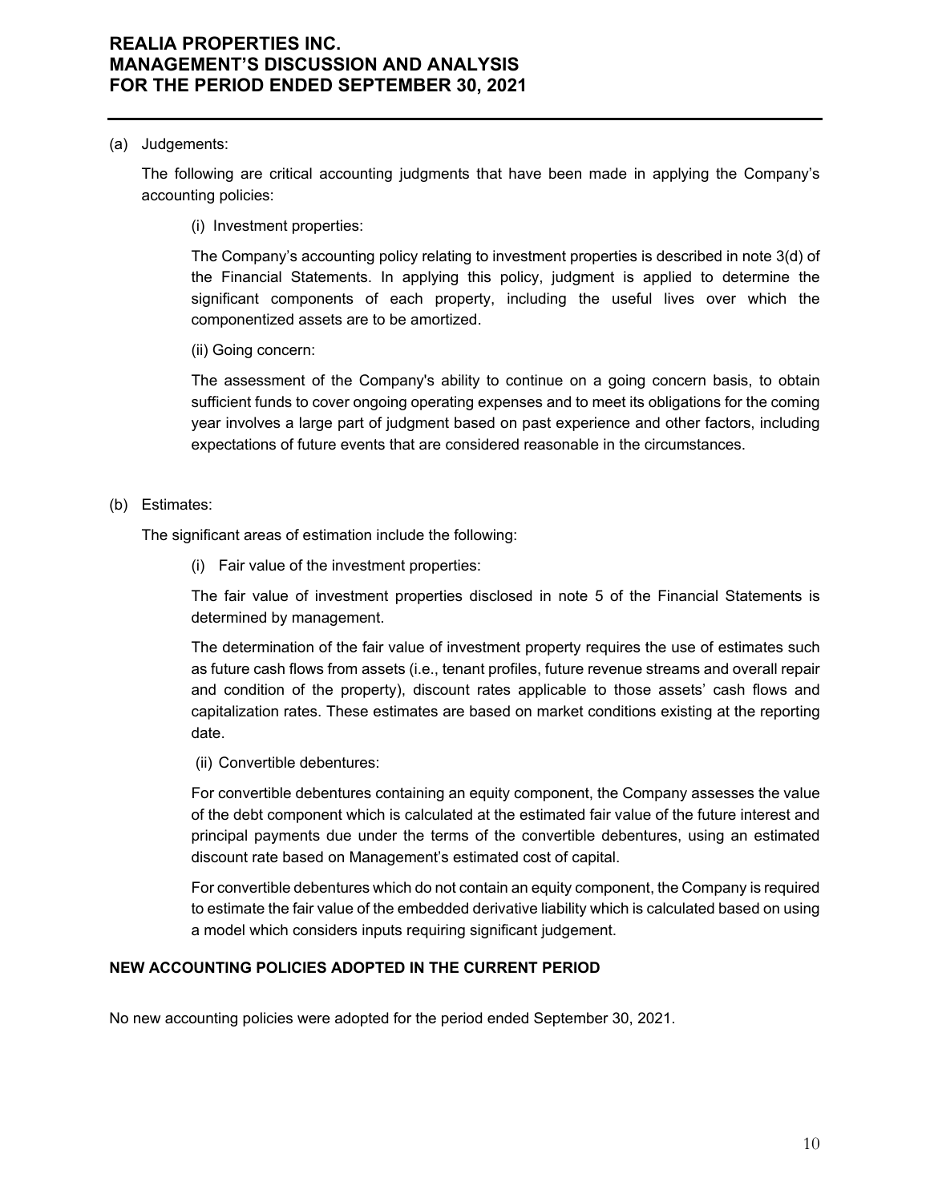(a) Judgements:

The following are critical accounting judgments that have been made in applying the Company's accounting policies:

(i) Investment properties:

The Company's accounting policy relating to investment properties is described in note 3(d) of the Financial Statements. In applying this policy, judgment is applied to determine the significant components of each property, including the useful lives over which the componentized assets are to be amortized.

(ii) Going concern:

The assessment of the Company's ability to continue on a going concern basis, to obtain sufficient funds to cover ongoing operating expenses and to meet its obligations for the coming year involves a large part of judgment based on past experience and other factors, including expectations of future events that are considered reasonable in the circumstances.

(b) Estimates:

The significant areas of estimation include the following:

(i) Fair value of the investment properties:

The fair value of investment properties disclosed in note 5 of the Financial Statements is determined by management.

The determination of the fair value of investment property requires the use of estimates such as future cash flows from assets (i.e., tenant profiles, future revenue streams and overall repair and condition of the property), discount rates applicable to those assets' cash flows and capitalization rates. These estimates are based on market conditions existing at the reporting date.

(ii) Convertible debentures:

For convertible debentures containing an equity component, the Company assesses the value of the debt component which is calculated at the estimated fair value of the future interest and principal payments due under the terms of the convertible debentures, using an estimated discount rate based on Management's estimated cost of capital.

For convertible debentures which do not contain an equity component, the Company is required to estimate the fair value of the embedded derivative liability which is calculated based on using a model which considers inputs requiring significant judgement.

## NEW ACCOUNTING POLICIES ADOPTED IN THE CURRENT PERIOD

No new accounting policies were adopted for the period ended September 30, 2021.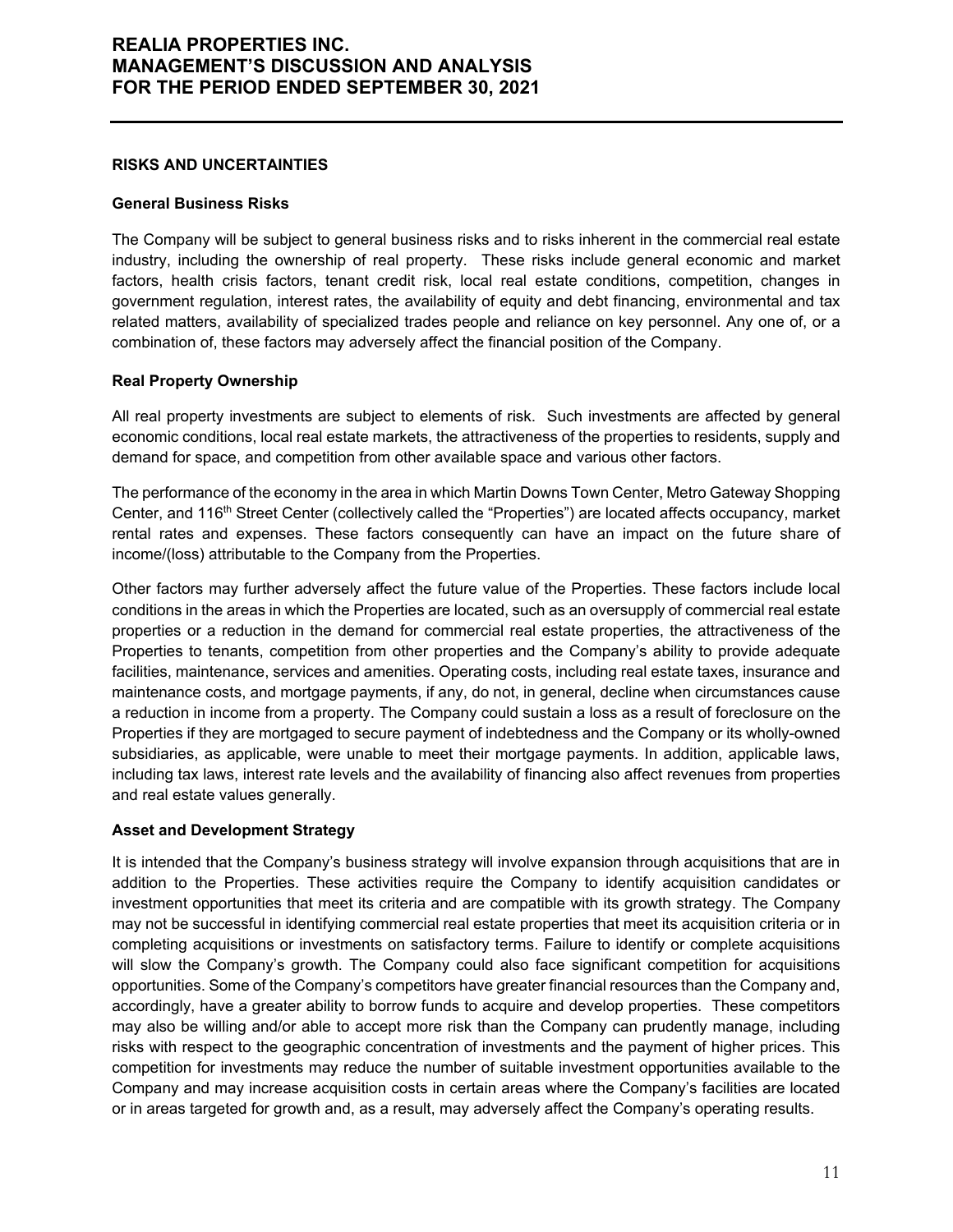## RISKS AND UNCERTAINTIES

### General Business Risks

The Company will be subject to general business risks and to risks inherent in the commercial real estate industry, including the ownership of real property. These risks include general economic and market factors, health crisis factors, tenant credit risk, local real estate conditions, competition, changes in government regulation, interest rates, the availability of equity and debt financing, environmental and tax related matters, availability of specialized trades people and reliance on key personnel. Any one of, or a combination of, these factors may adversely affect the financial position of the Company.

### Real Property Ownership

All real property investments are subject to elements of risk. Such investments are affected by general economic conditions, local real estate markets, the attractiveness of the properties to residents, supply and demand for space, and competition from other available space and various other factors.

The performance of the economy in the area in which Martin Downs Town Center, Metro Gateway Shopping Center, and 116th Street Center (collectively called the "Properties") are located affects occupancy, market rental rates and expenses. These factors consequently can have an impact on the future share of income/(loss) attributable to the Company from the Properties.

Other factors may further adversely affect the future value of the Properties. These factors include local conditions in the areas in which the Properties are located, such as an oversupply of commercial real estate properties or a reduction in the demand for commercial real estate properties, the attractiveness of the Properties to tenants, competition from other properties and the Company's ability to provide adequate facilities, maintenance, services and amenities. Operating costs, including real estate taxes, insurance and maintenance costs, and mortgage payments, if any, do not, in general, decline when circumstances cause a reduction in income from a property. The Company could sustain a loss as a result of foreclosure on the Properties if they are mortgaged to secure payment of indebtedness and the Company or its wholly-owned subsidiaries, as applicable, were unable to meet their mortgage payments. In addition, applicable laws, including tax laws, interest rate levels and the availability of financing also affect revenues from properties and real estate values generally.

### Asset and Development Strategy

It is intended that the Company's business strategy will involve expansion through acquisitions that are in addition to the Properties. These activities require the Company to identify acquisition candidates or investment opportunities that meet its criteria and are compatible with its growth strategy. The Company may not be successful in identifying commercial real estate properties that meet its acquisition criteria or in completing acquisitions or investments on satisfactory terms. Failure to identify or complete acquisitions will slow the Company's growth. The Company could also face significant competition for acquisitions opportunities. Some of the Company's competitors have greater financial resources than the Company and, accordingly, have a greater ability to borrow funds to acquire and develop properties. These competitors may also be willing and/or able to accept more risk than the Company can prudently manage, including risks with respect to the geographic concentration of investments and the payment of higher prices. This competition for investments may reduce the number of suitable investment opportunities available to the Company and may increase acquisition costs in certain areas where the Company's facilities are located or in areas targeted for growth and, as a result, may adversely affect the Company's operating results.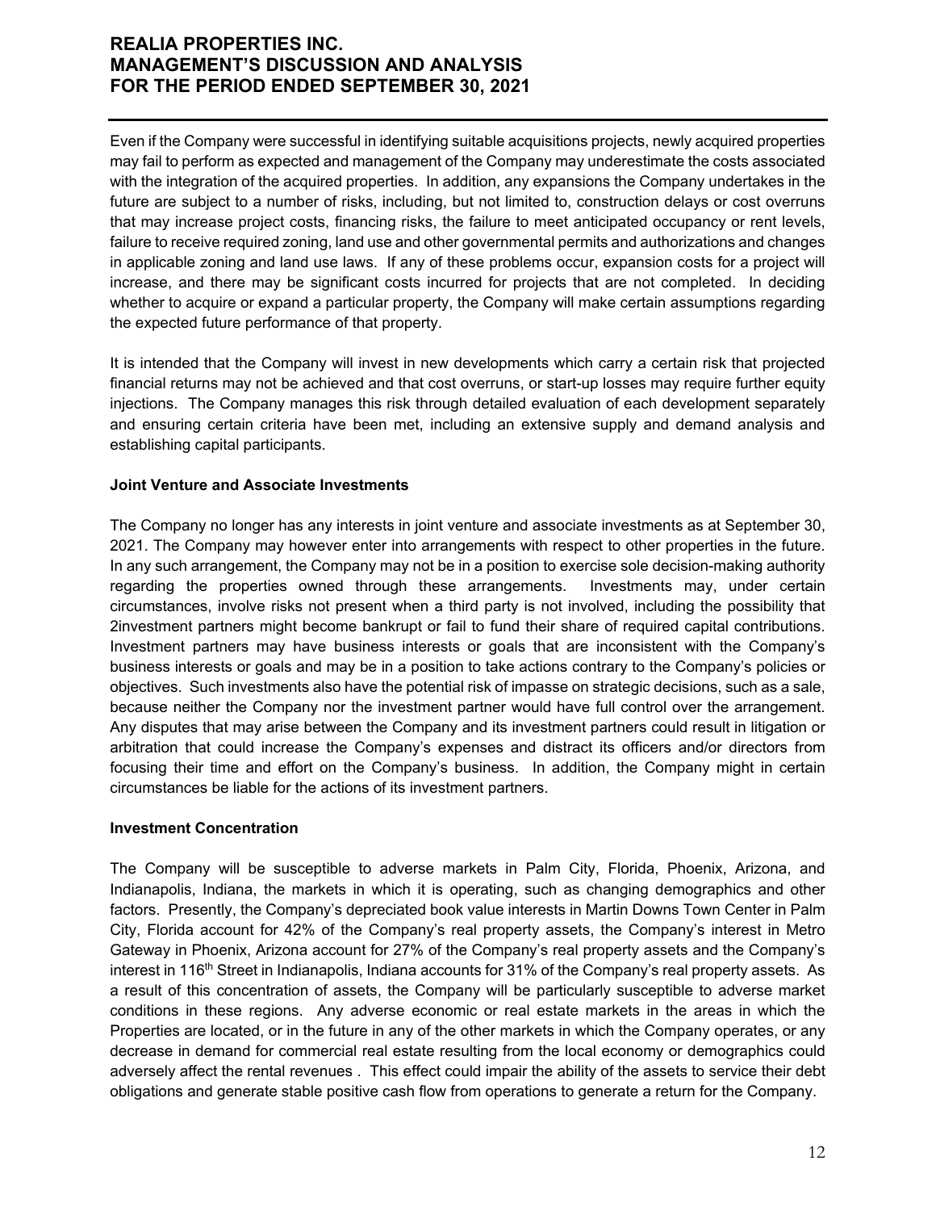Even if the Company were successful in identifying suitable acquisitions projects, newly acquired properties may fail to perform as expected and management of the Company may underestimate the costs associated with the integration of the acquired properties. In addition, any expansions the Company undertakes in the future are subject to a number of risks, including, but not limited to, construction delays or cost overruns that may increase project costs, financing risks, the failure to meet anticipated occupancy or rent levels, failure to receive required zoning, land use and other governmental permits and authorizations and changes in applicable zoning and land use laws. If any of these problems occur, expansion costs for a project will increase, and there may be significant costs incurred for projects that are not completed. In deciding whether to acquire or expand a particular property, the Company will make certain assumptions regarding the expected future performance of that property.

It is intended that the Company will invest in new developments which carry a certain risk that projected financial returns may not be achieved and that cost overruns, or start-up losses may require further equity injections. The Company manages this risk through detailed evaluation of each development separately and ensuring certain criteria have been met, including an extensive supply and demand analysis and establishing capital participants.

**Joint Venture and Associate Investments**

The Company no longer has any interests in joint venture and associate investments as at September 30, 2021. The Company may however enter into arrangements with respect to other properties in the future. In any such arrangement, the Company may not be in a position to exercise sole decision-making authority regarding the properties owned through these arrangements. Investments may, under certain circumstances, involve risks not present when a third party is not involved, including the possibility that 2investment partners might become bankrupt or fail to fund their share of required capital contributions. Investment partners may have business interests or goals that are inconsistent with the Company's business interests or goals and may be in a position to take actions contrary to the Company's policies or objectives. Such investments also have the potential risk of impasse on strategic decisions, such as a sale, because neither the Company nor the investment partner would have full control over the arrangement. Any disputes that may arise between the Company and its investment partners could result in litigation or arbitration that could increase the Company's expenses and distract its officers and/or directors from focusing their time and effort on the Company's business. In addition, the Company might in certain circumstances be liable for the actions of its investment partners.

**Investment Concentration**

The Company will be susceptible to adverse markets in Palm City, Florida, Phoenix, Arizona, and Indianapolis, Indiana, the markets in which it is operating, such as changing demographics and other factors. Presently, the Company's depreciated book value interests in Martin Downs Town Center in Palm City, Florida account for 42% of the Company's real property assets, the Company's interest in Metro Gateway in Phoenix, Arizona account for 27% of the Company's real property assets and the Company's interest in 116th Street in Indianapolis, Indiana accounts for 31% of the Company's real property assets. As a result of this concentration of assets, the Company will be particularly susceptible to adverse market conditions in these regions. Any adverse economic or real estate markets in the areas in which the Properties are located, or in the future in any of the other markets in which the Company operates, or any decrease in demand for commercial real estate resulting from the local economy or demographics could adversely affect the rental revenues . This effect could impair the ability of the assets to service their debt obligations and generate stable positive cash flow from operations to generate a return for the Company.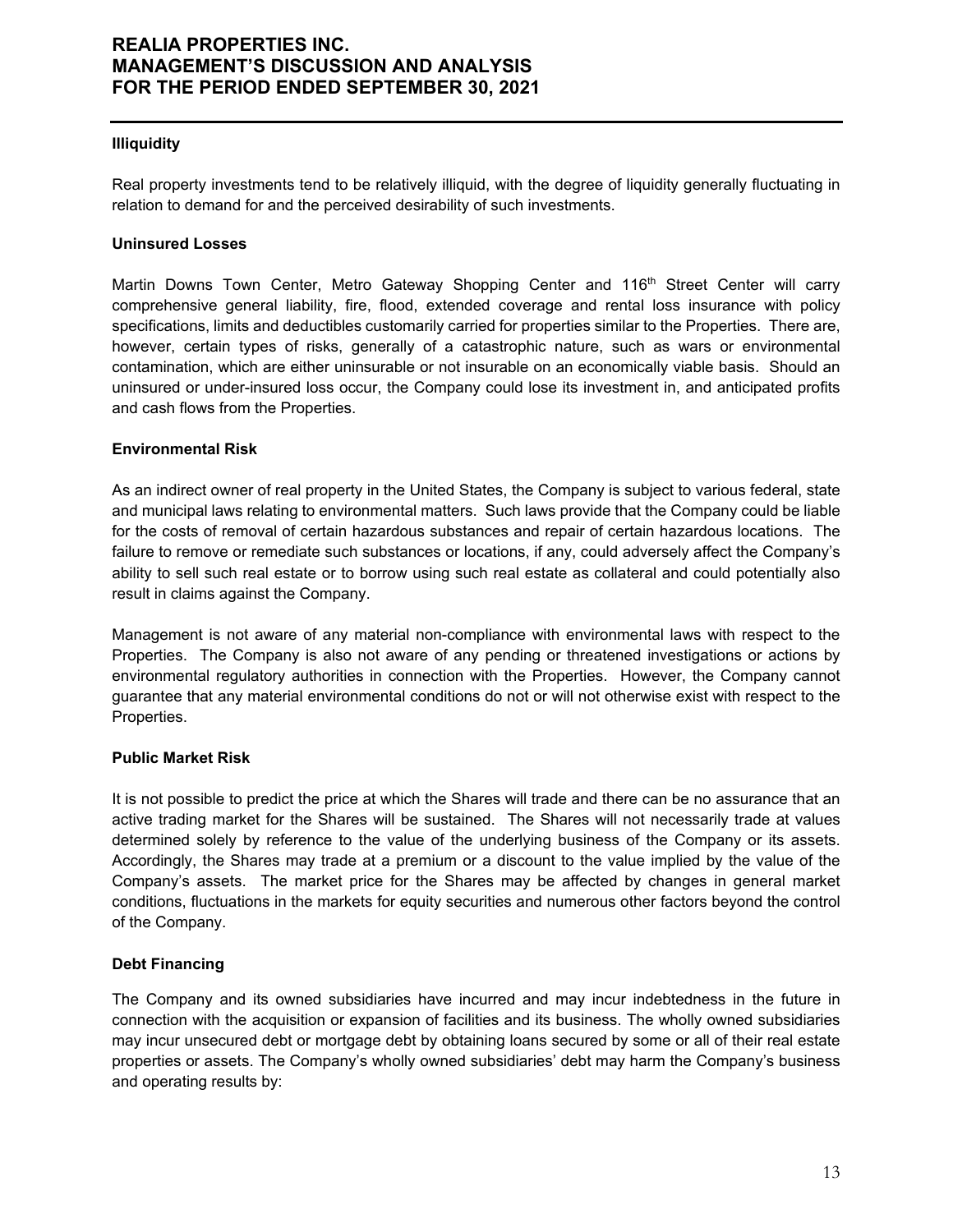**Illiquidity**

Real property investments tend to be relatively illiquid, with the degree of liquidity generally fluctuating in relation to demand for and the perceived desirability of such investments.

**Uninsured Losses**

Martin Downs Town Center, Metro Gateway Shopping Center and 116th Street Center will carry comprehensive general liability, fire, flood, extended coverage and rental loss insurance with policy specifications, limits and deductibles customarily carried for properties similar to the Properties. There are, however, certain types of risks, generally of a catastrophic nature, such as wars or environmental contamination, which are either uninsurable or not insurable on an economically viable basis. Should an uninsured or under-insured loss occur, the Company could lose its investment in, and anticipated profits and cash flows from the Properties.

**Environmental Risk**

As an indirect owner of real property in the United States, the Company is subject to various federal, state and municipal laws relating to environmental matters. Such laws provide that the Company could be liable for the costs of removal of certain hazardous substances and repair of certain hazardous locations. The failure to remove or remediate such substances or locations, if any, could adversely affect the Company's ability to sell such real estate or to borrow using such real estate as collateral and could potentially also result in claims against the Company.

Management is not aware of any material non-compliance with environmental laws with respect to the Properties. The Company is also not aware of any pending or threatened investigations or actions by environmental regulatory authorities in connection with the Properties. However, the Company cannot guarantee that any material environmental conditions do not or will not otherwise exist with respect to the Properties.

**Public Market Risk**

It is not possible to predict the price at which the Shares will trade and there can be no assurance that an active trading market for the Shares will be sustained. The Shares will not necessarily trade at values determined solely by reference to the value of the underlying business of the Company or its assets. Accordingly, the Shares may trade at a premium or a discount to the value implied by the value of the Company's assets. The market price for the Shares may be affected by changes in general market conditions, fluctuations in the markets for equity securities and numerous other factors beyond the control of the Company.

**Debt Financing**

The Company and its owned subsidiaries have incurred and may incur indebtedness in the future in connection with the acquisition or expansion of facilities and its business. The wholly owned subsidiaries may incur unsecured debt or mortgage debt by obtaining loans secured by some or all of their real estate properties or assets. The Company's wholly owned subsidiaries' debt may harm the Company's business and operating results by: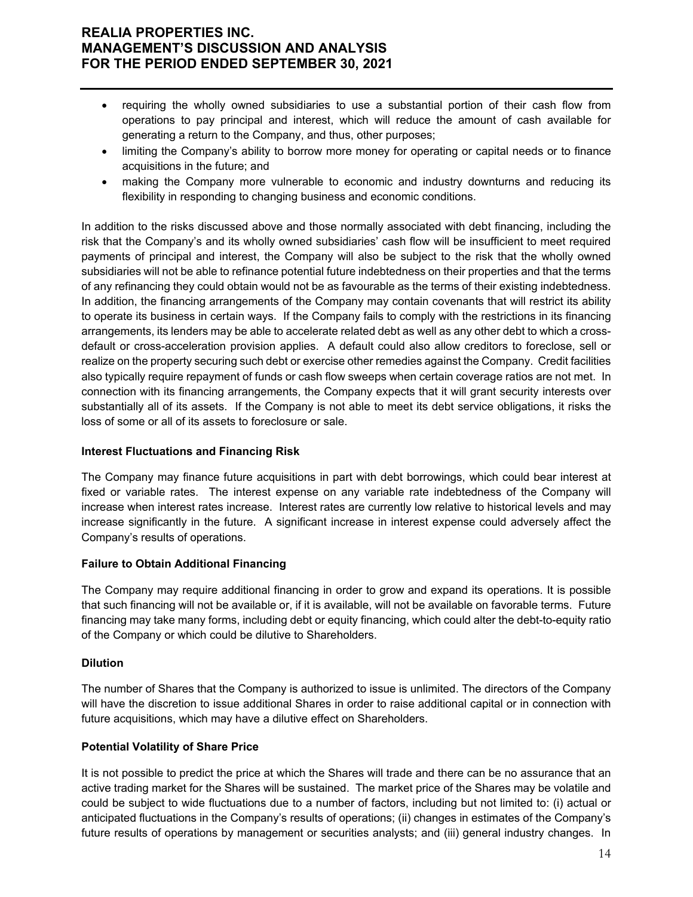- requiring the wholly owned subsidiaries to use a substantial portion of their cash flow from operations to pay principal and interest, which will reduce the amount of cash available for generating a return to the Company, and thus, other purposes;
- limiting the Company's ability to borrow more money for operating or capital needs or to finance acquisitions in the future; and
- making the Company more vulnerable to economic and industry downturns and reducing its flexibility in responding to changing business and economic conditions.

In addition to the risks discussed above and those normally associated with debt financing, including the risk that the Company's and its wholly owned subsidiaries' cash flow will be insufficient to meet required payments of principal and interest, the Company will also be subject to the risk that the wholly owned subsidiaries will not be able to refinance potential future indebtedness on their properties and that the terms of any refinancing they could obtain would not be as favourable as the terms of their existing indebtedness. In addition, the financing arrangements of the Company may contain covenants that will restrict its ability to operate its business in certain ways. If the Company fails to comply with the restrictions in its financing arrangements, its lenders may be able to accelerate related debt as well as any other debt to which a cross-default or cross-acceleration provision applies. A default could also allow creditors to foreclose, sell or realize on the property securing such debt or exercise other remedies against the Company. Credit facilities also typically require repayment of funds or cash flow sweeps when certain coverage ratios are not met. In connection with its financing arrangements, the Company expects that it will grant security interests over substantially all of its assets. If the Company is not able to meet its debt service obligations, it risks the loss of some or all of its assets to foreclosure or sale.

**Interest Fluctuations and Financing Risk**

The Company may finance future acquisitions in part with debt borrowings, which could bear interest at fixed or variable rates. The interest expense on any variable rate indebtedness of the Company will increase when interest rates increase. Interest rates are currently low relative to historical levels and may increase significantly in the future. A significant increase in interest expense could adversely affect the Company's results of operations.

**Failure to Obtain Additional Financing**

The Company may require additional financing in order to grow and expand its operations. It is possible that such financing will not be available or, if it is available, will not be available on favorable terms. Future financing may take many forms, including debt or equity financing, which could alter the debt-to-equity ratio of the Company or which could be dilutive to Shareholders.

**Dilution**

The number of Shares that the Company is authorized to issue is unlimited. The directors of the Company will have the discretion to issue additional Shares in order to raise additional capital or in connection with future acquisitions, which may have a dilutive effect on Shareholders.

**Potential Volatility of Share Price**

It is not possible to predict the price at which the Shares will trade and there can be no assurance that an active trading market for the Shares will be sustained. The market price of the Shares may be volatile and could be subject to wide fluctuations due to a number of factors, including but not limited to: (i) actual or anticipated fluctuations in the Company's results of operations; (ii) changes in estimates of the Company's future results of operations by management or securities analysts; and (iii) general industry changes. In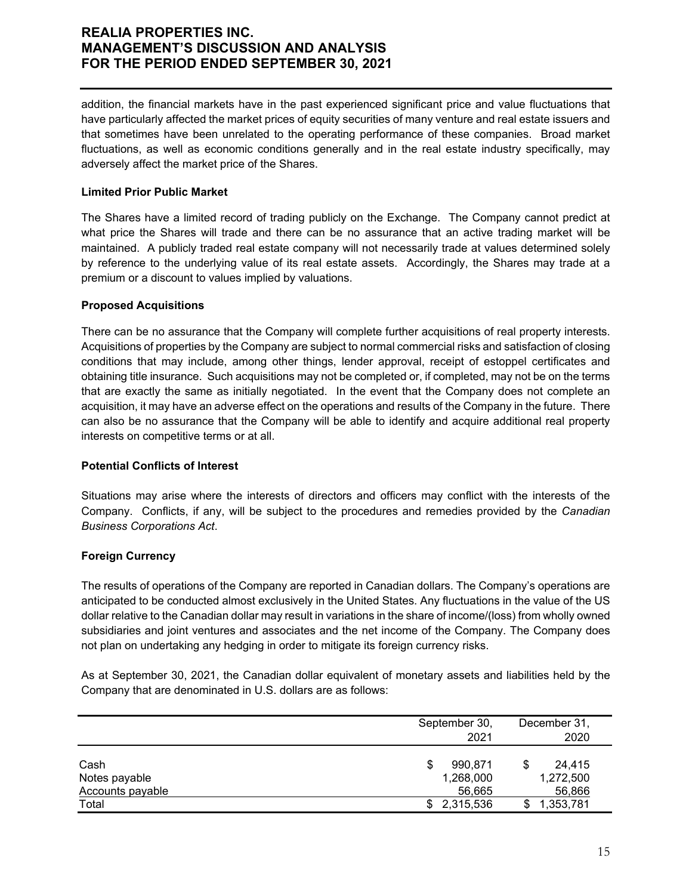addition, the financial markets have in the past experienced significant price and value fluctuations that have particularly affected the market prices of equity securities of many venture and real estate issuers and that sometimes have been unrelated to the operating performance of these companies. Broad market fluctuations, as well as economic conditions generally and in the real estate industry specifically, may adversely affect the market price of the Shares.

**Limited Prior Public Market**

The Shares have a limited record of trading publicly on the Exchange. The Company cannot predict at what price the Shares will trade and there can be no assurance that an active trading market will be maintained. A publicly traded real estate company will not necessarily trade at values determined solely by reference to the underlying value of its real estate assets. Accordingly, the Shares may trade at a premium or a discount to values implied by valuations.

**Proposed Acquisitions**

There can be no assurance that the Company will complete further acquisitions of real property interests. Acquisitions of properties by the Company are subject to normal commercial risks and satisfaction of closing conditions that may include, among other things, lender approval, receipt of estoppel certificates and obtaining title insurance. Such acquisitions may not be completed or, if completed, may not be on the terms that are exactly the same as initially negotiated. In the event that the Company does not complete an acquisition, it may have an adverse effect on the operations and results of the Company in the future. There can also be no assurance that the Company will be able to identify and acquire additional real property interests on competitive terms or at all.

**Potential Conflicts of Interest**

Situations may arise where the interests of directors and officers may conflict with the interests of the Company. Conflicts, if any, will be subject to the procedures and remedies provided by the *Canadian Business Corporations Act*.

**Foreign Currency**

The results of operations of the Company are reported in Canadian dollars. The Company's operations are anticipated to be conducted almost exclusively in the United States. Any fluctuations in the value of the US dollar relative to the Canadian dollar may result in variations in the share of income/(loss) from wholly owned subsidiaries and joint ventures and associates and the net income of the Company. The Company does not plan on undertaking any hedging in order to mitigate its foreign currency risks.

As at September 30, 2021, the Canadian dollar equivalent of monetary assets and liabilities held by the Company that are denominated in U.S. dollars are as follows:

| | September 30, 2021 | December 31, 2020 |
|---|---|---|
| Cash | $ 990,871 | $ 24,415 |
| Notes payable | 1,268,000 | 1,272,500 |
| Accounts payable | 56,665 | 56,866 |
| Total | $ 2,315,536 | $ 1,353,781 |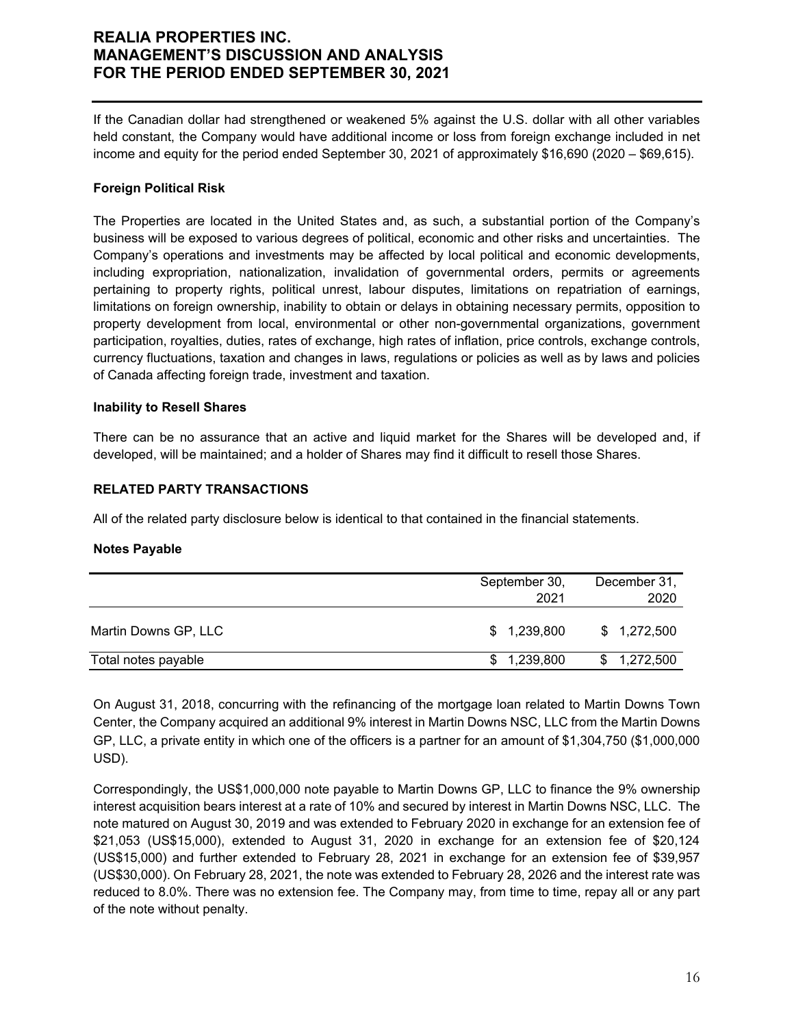If the Canadian dollar had strengthened or weakened 5% against the U.S. dollar with all other variables held constant, the Company would have additional income or loss from foreign exchange included in net income and equity for the period ended September 30, 2021 of approximately $16,690 (2020 – $69,615).

**Foreign Political Risk**

The Properties are located in the United States and, as such, a substantial portion of the Company's business will be exposed to various degrees of political, economic and other risks and uncertainties. The Company's operations and investments may be affected by local political and economic developments, including expropriation, nationalization, invalidation of governmental orders, permits or agreements pertaining to property rights, political unrest, labour disputes, limitations on repatriation of earnings, limitations on foreign ownership, inability to obtain or delays in obtaining necessary permits, opposition to property development from local, environmental or other non-governmental organizations, government participation, royalties, duties, rates of exchange, high rates of inflation, price controls, exchange controls, currency fluctuations, taxation and changes in laws, regulations or policies as well as by laws and policies of Canada affecting foreign trade, investment and taxation.

**Inability to Resell Shares**

There can be no assurance that an active and liquid market for the Shares will be developed and, if developed, will be maintained; and a holder of Shares may find it difficult to resell those Shares.

## RELATED PARTY TRANSACTIONS

All of the related party disclosure below is identical to that contained in the financial statements.

**Notes Payable**

| | September 30, 2021 | December 31, 2020 |
|---|---|---|
| Martin Downs GP, LLC | $ 1,239,800 | $ 1,272,500 |
| Total notes payable | $ 1,239,800 | $ 1,272,500 |

On August 31, 2018, concurring with the refinancing of the mortgage loan related to Martin Downs Town Center, the Company acquired an additional 9% interest in Martin Downs NSC, LLC from the Martin Downs GP, LLC, a private entity in which one of the officers is a partner for an amount of $1,304,750 ($1,000,000 USD).

Correspondingly, the US$1,000,000 note payable to Martin Downs GP, LLC to finance the 9% ownership interest acquisition bears interest at a rate of 10% and secured by interest in Martin Downs NSC, LLC. The note matured on August 30, 2019 and was extended to February 2020 in exchange for an extension fee of $21,053 (US$15,000), extended to August 31, 2020 in exchange for an extension fee of $20,124 (US$15,000) and further extended to February 28, 2021 in exchange for an extension fee of $39,957 (US$30,000). On February 28, 2021, the note was extended to February 28, 2026 and the interest rate was reduced to 8.0%. There was no extension fee. The Company may, from time to time, repay all or any part of the note without penalty.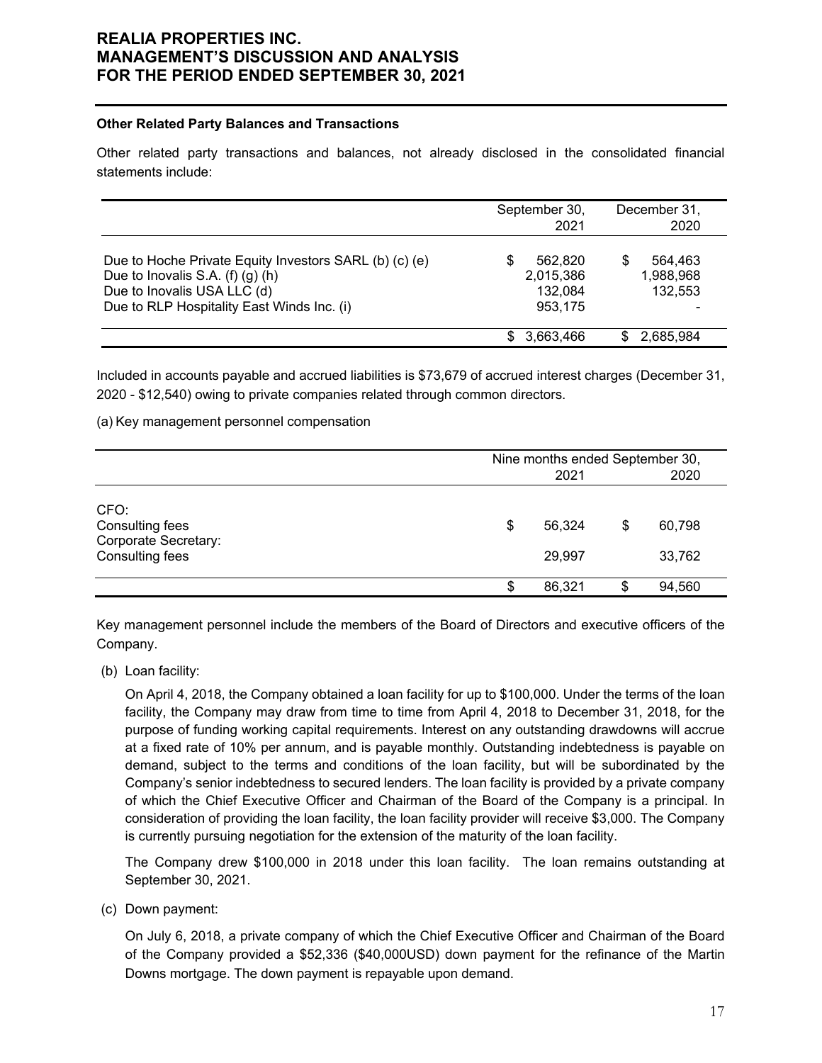**Other Related Party Balances and Transactions**

Other related party transactions and balances, not already disclosed in the consolidated financial statements include:

| | September 30, 2021 | December 31, 2020 |
|---|---|---|
| Due to Hoche Private Equity Investors SARL (b) (c) (e) | $ 562,820 | $ 564,463 |
| Due to Inovalis S.A. (f) (g) (h) | 2,015,386 | 1,988,968 |
| Due to Inovalis USA LLC (d) | 132,084 | 132,553 |
| Due to RLP Hospitality East Winds Inc. (i) | 953,175 | - |
| | $ 3,663,466 | $ 2,685,984 |

Included in accounts payable and accrued liabilities is $73,679 of accrued interest charges (December 31, 2020 - $12,540) owing to private companies related through common directors.

(a) Key management personnel compensation

| | Nine months ended September 30, 2021 | 2020 |
|---|---|---|
| CFO: | | |
| Consulting fees | $ 56,324 | $ 60,798 |
| Corporate Secretary: | | |
| Consulting fees | 29,997 | 33,762 |
| | $ 86,321 | $ 94,560 |

Key management personnel include the members of the Board of Directors and executive officers of the Company.

(b) Loan facility:

On April 4, 2018, the Company obtained a loan facility for up to $100,000. Under the terms of the loan facility, the Company may draw from time to time from April 4, 2018 to December 31, 2018, for the purpose of funding working capital requirements. Interest on any outstanding drawdowns will accrue at a fixed rate of 10% per annum, and is payable monthly. Outstanding indebtedness is payable on demand, subject to the terms and conditions of the loan facility, but will be subordinated by the Company's senior indebtedness to secured lenders. The loan facility is provided by a private company of which the Chief Executive Officer and Chairman of the Board of the Company is a principal. In consideration of providing the loan facility, the loan facility provider will receive $3,000. The Company is currently pursuing negotiation for the extension of the maturity of the loan facility.

The Company drew $100,000 in 2018 under this loan facility. The loan remains outstanding at September 30, 2021.

(c) Down payment:

On July 6, 2018, a private company of which the Chief Executive Officer and Chairman of the Board of the Company provided a $52,336 ($40,000USD) down payment for the refinance of the Martin Downs mortgage. The down payment is repayable upon demand.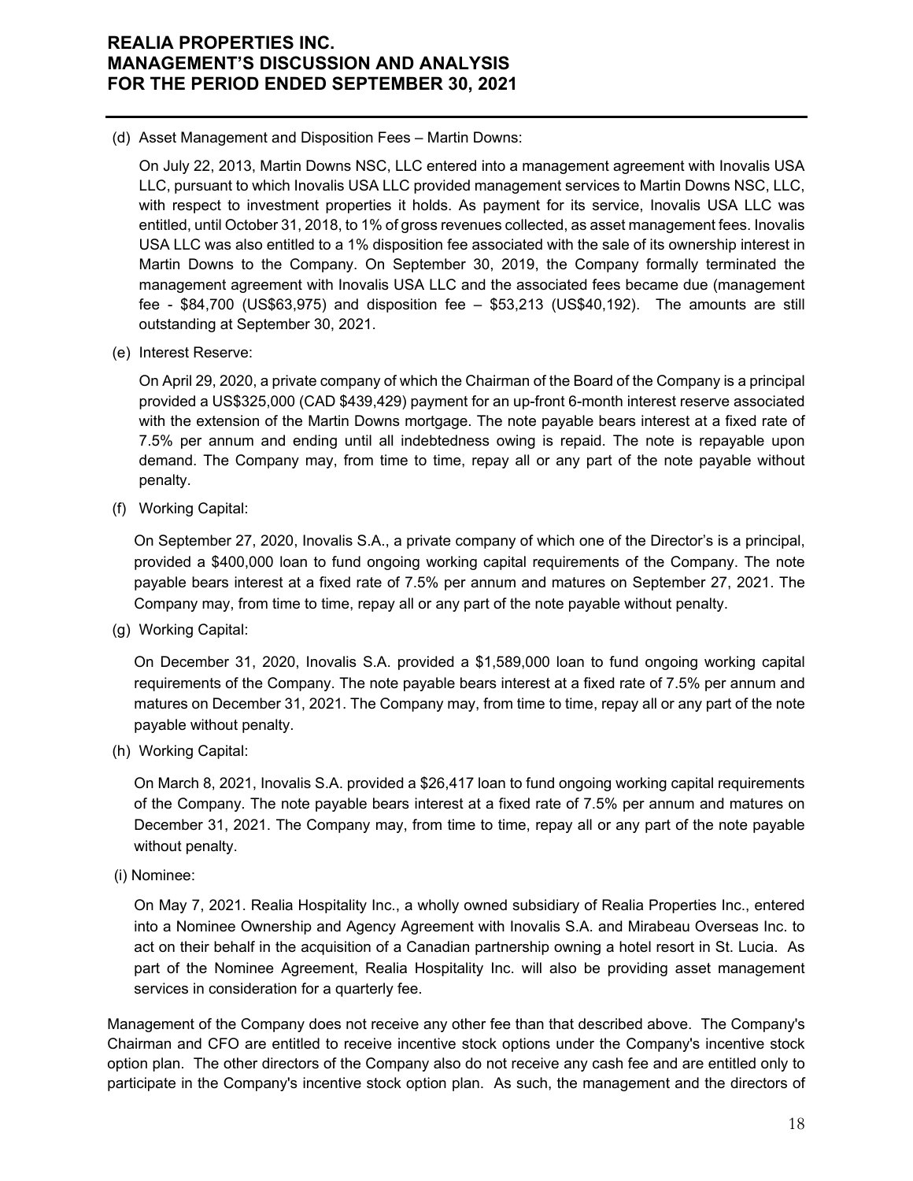(d) Asset Management and Disposition Fees – Martin Downs:

On July 22, 2013, Martin Downs NSC, LLC entered into a management agreement with Inovalis USA LLC, pursuant to which Inovalis USA LLC provided management services to Martin Downs NSC, LLC, with respect to investment properties it holds. As payment for its service, Inovalis USA LLC was entitled, until October 31, 2018, to 1% of gross revenues collected, as asset management fees. Inovalis USA LLC was also entitled to a 1% disposition fee associated with the sale of its ownership interest in Martin Downs to the Company. On September 30, 2019, the Company formally terminated the management agreement with Inovalis USA LLC and the associated fees became due (management fee - $84,700 (US$63,975) and disposition fee – $53,213 (US$40,192). The amounts are still outstanding at September 30, 2021.

(e) Interest Reserve:

On April 29, 2020, a private company of which the Chairman of the Board of the Company is a principal provided a US$325,000 (CAD $439,429) payment for an up-front 6-month interest reserve associated with the extension of the Martin Downs mortgage. The note payable bears interest at a fixed rate of 7.5% per annum and ending until all indebtedness owing is repaid. The note is repayable upon demand. The Company may, from time to time, repay all or any part of the note payable without penalty.

(f) Working Capital:

On September 27, 2020, Inovalis S.A., a private company of which one of the Director's is a principal, provided a $400,000 loan to fund ongoing working capital requirements of the Company. The note payable bears interest at a fixed rate of 7.5% per annum and matures on September 27, 2021. The Company may, from time to time, repay all or any part of the note payable without penalty.

(g) Working Capital:

On December 31, 2020, Inovalis S.A. provided a $1,589,000 loan to fund ongoing working capital requirements of the Company. The note payable bears interest at a fixed rate of 7.5% per annum and matures on December 31, 2021. The Company may, from time to time, repay all or any part of the note payable without penalty.

(h) Working Capital:

On March 8, 2021, Inovalis S.A. provided a $26,417 loan to fund ongoing working capital requirements of the Company. The note payable bears interest at a fixed rate of 7.5% per annum and matures on December 31, 2021. The Company may, from time to time, repay all or any part of the note payable without penalty.

(i) Nominee:

On May 7, 2021. Realia Hospitality Inc., a wholly owned subsidiary of Realia Properties Inc., entered into a Nominee Ownership and Agency Agreement with Inovalis S.A. and Mirabeau Overseas Inc. to act on their behalf in the acquisition of a Canadian partnership owning a hotel resort in St. Lucia. As part of the Nominee Agreement, Realia Hospitality Inc. will also be providing asset management services in consideration for a quarterly fee.

Management of the Company does not receive any other fee than that described above. The Company's Chairman and CFO are entitled to receive incentive stock options under the Company's incentive stock option plan. The other directors of the Company also do not receive any cash fee and are entitled only to participate in the Company's incentive stock option plan. As such, the management and the directors of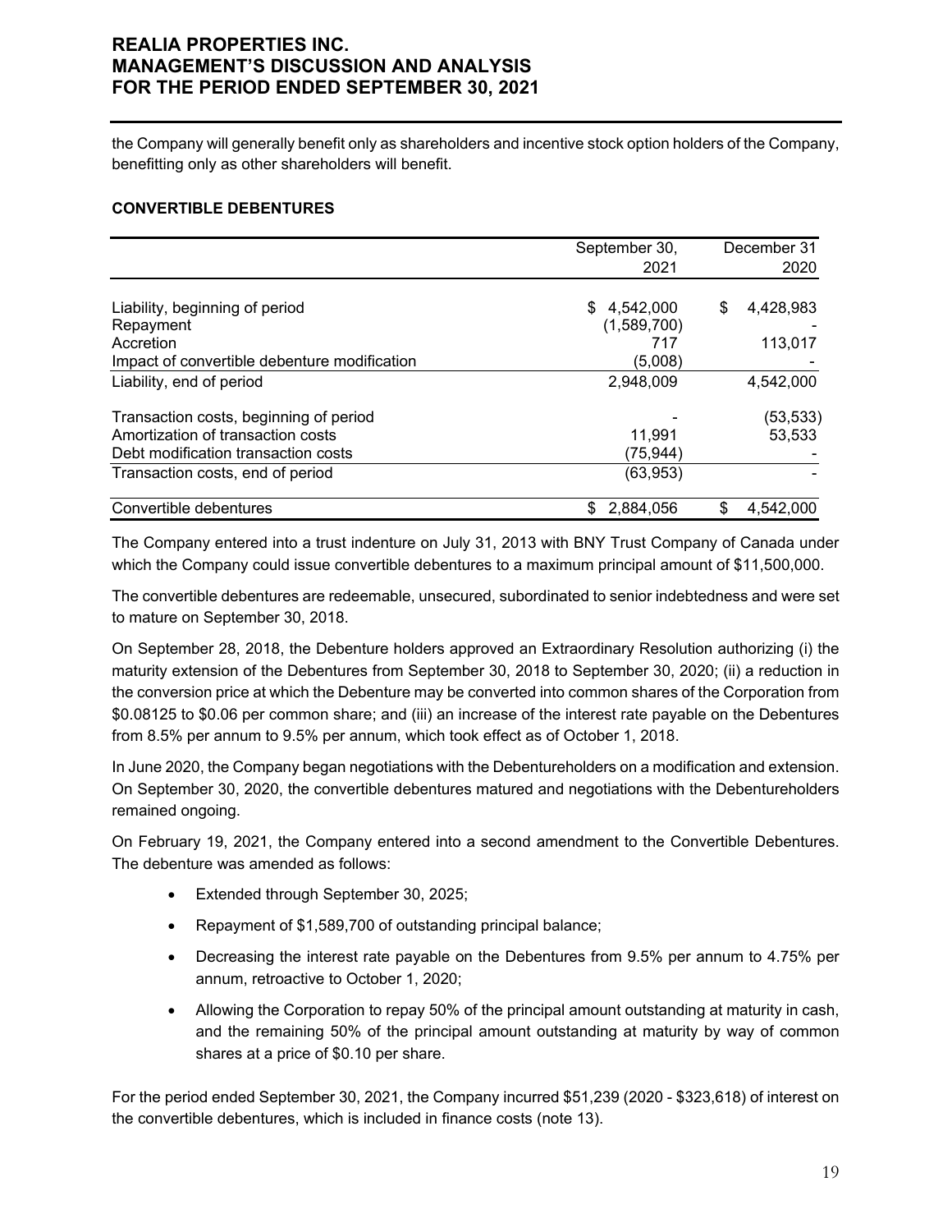the Company will generally benefit only as shareholders and incentive stock option holders of the Company, benefitting only as other shareholders will benefit.

## CONVERTIBLE DEBENTURES

| | September 30, 2021 | December 31 2020 |
|---|---|---|
| Liability, beginning of period | $ 4,542,000 | $ 4,428,983 |
| Repayment | (1,589,700) | - |
| Accretion | 717 | 113,017 |
| Impact of convertible debenture modification | (5,008) | - |
| Liability, end of period | 2,948,009 | 4,542,000 |
| Transaction costs, beginning of period | - | (53,533) |
| Amortization of transaction costs | 11,991 | 53,533 |
| Debt modification transaction costs | (75,944) | - |
| Transaction costs, end of period | (63,953) | - |
| Convertible debentures | $ 2,884,056 | $ 4,542,000 |

The Company entered into a trust indenture on July 31, 2013 with BNY Trust Company of Canada under which the Company could issue convertible debentures to a maximum principal amount of $11,500,000.

The convertible debentures are redeemable, unsecured, subordinated to senior indebtedness and were set to mature on September 30, 2018.

On September 28, 2018, the Debenture holders approved an Extraordinary Resolution authorizing (i) the maturity extension of the Debentures from September 30, 2018 to September 30, 2020; (ii) a reduction in the conversion price at which the Debenture may be converted into common shares of the Corporation from $0.08125 to $0.06 per common share; and (iii) an increase of the interest rate payable on the Debentures from 8.5% per annum to 9.5% per annum, which took effect as of October 1, 2018.

In June 2020, the Company began negotiations with the Debentureholders on a modification and extension. On September 30, 2020, the convertible debentures matured and negotiations with the Debentureholders remained ongoing.

On February 19, 2021, the Company entered into a second amendment to the Convertible Debentures. The debenture was amended as follows:

- Extended through September 30, 2025;
- Repayment of $1,589,700 of outstanding principal balance;
- Decreasing the interest rate payable on the Debentures from 9.5% per annum to 4.75% per annum, retroactive to October 1, 2020;
- Allowing the Corporation to repay 50% of the principal amount outstanding at maturity in cash, and the remaining 50% of the principal amount outstanding at maturity by way of common shares at a price of $0.10 per share.

For the period ended September 30, 2021, the Company incurred $51,239 (2020 - $323,618) of interest on the convertible debentures, which is included in finance costs (note 13).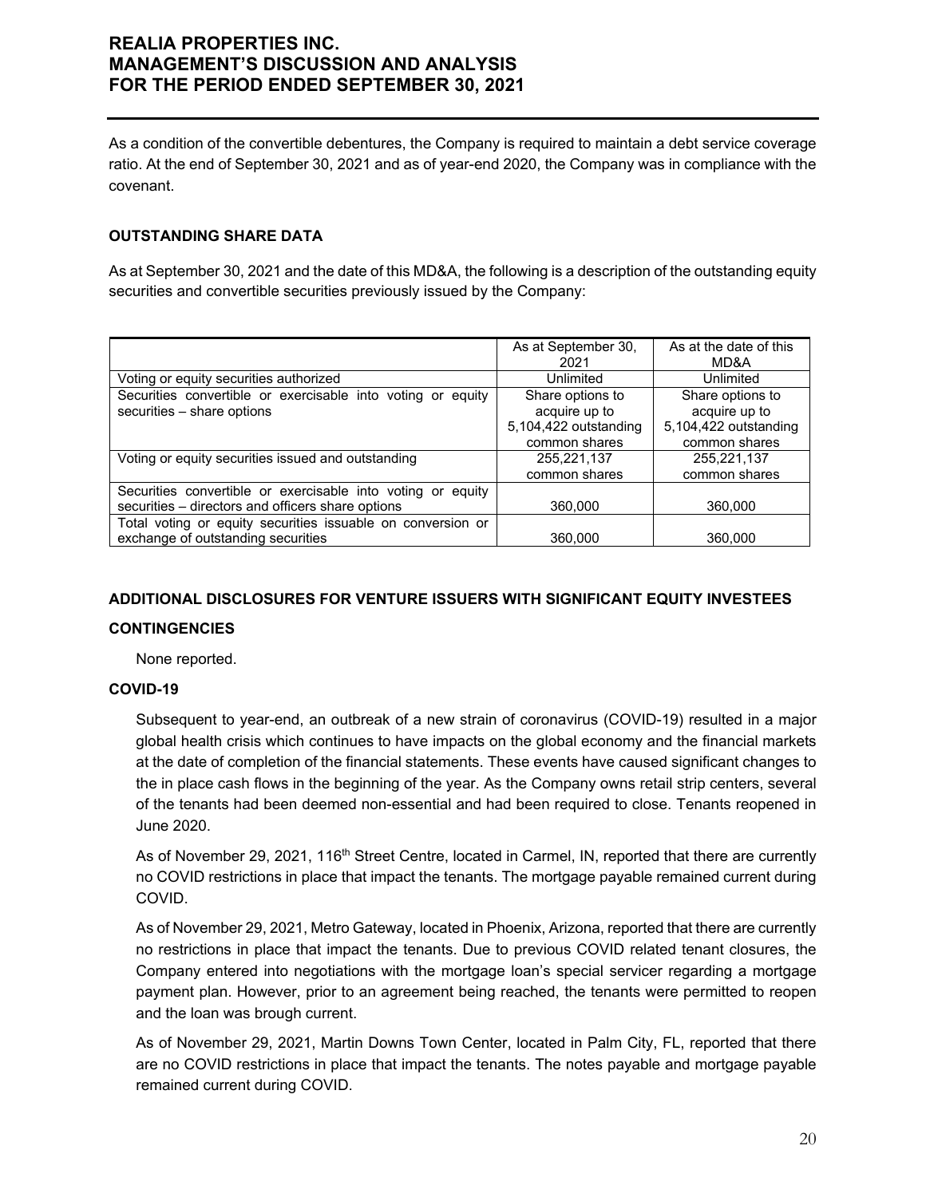As a condition of the convertible debentures, the Company is required to maintain a debt service coverage ratio. At the end of September 30, 2021 and as of year-end 2020, the Company was in compliance with the covenant.

## OUTSTANDING SHARE DATA

As at September 30, 2021 and the date of this MD&A, the following is a description of the outstanding equity securities and convertible securities previously issued by the Company:

| | As at September 30, 2021 | As at the date of this MD&A |
|---|---|---|
| Voting or equity securities authorized | Unlimited | Unlimited |
| Securities convertible or exercisable into voting or equity securities – share options | Share options to acquire up to 5,104,422 outstanding common shares | Share options to acquire up to 5,104,422 outstanding common shares |
| Voting or equity securities issued and outstanding | 255,221,137 common shares | 255,221,137 common shares |
| Securities convertible or exercisable into voting or equity securities – directors and officers share options | 360,000 | 360,000 |
| Total voting or equity securities issuable on conversion or exchange of outstanding securities | 360,000 | 360,000 |

## ADDITIONAL DISCLOSURES FOR VENTURE ISSUERS WITH SIGNIFICANT EQUITY INVESTEES

### CONTINGENCIES

None reported.

### COVID-19

Subsequent to year-end, an outbreak of a new strain of coronavirus (COVID-19) resulted in a major global health crisis which continues to have impacts on the global economy and the financial markets at the date of completion of the financial statements. These events have caused significant changes to the in place cash flows in the beginning of the year. As the Company owns retail strip centers, several of the tenants had been deemed non-essential and had been required to close. Tenants reopened in June 2020.

As of November 29, 2021, 116th Street Centre, located in Carmel, IN, reported that there are currently no COVID restrictions in place that impact the tenants. The mortgage payable remained current during COVID.

As of November 29, 2021, Metro Gateway, located in Phoenix, Arizona, reported that there are currently no restrictions in place that impact the tenants. Due to previous COVID related tenant closures, the Company entered into negotiations with the mortgage loan's special servicer regarding a mortgage payment plan. However, prior to an agreement being reached, the tenants were permitted to reopen and the loan was brough current.

As of November 29, 2021, Martin Downs Town Center, located in Palm City, FL, reported that there are no COVID restrictions in place that impact the tenants. The notes payable and mortgage payable remained current during COVID.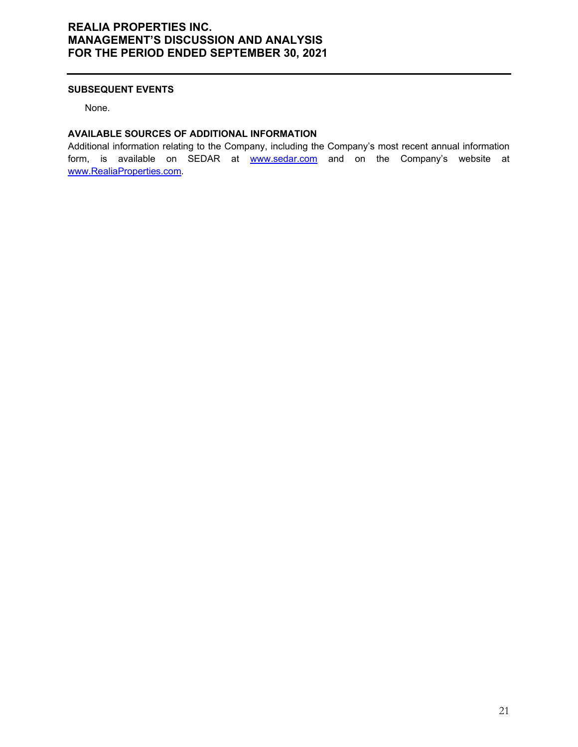#### SUBSEQUENT EVENTS

None.

#### AVAILABLE SOURCES OF ADDITIONAL INFORMATION

Additional information relating to the Company, including the Company's most recent annual information form, is available on SEDAR at www.sedar.com and on the Company's website at www.RealiaProperties.com.